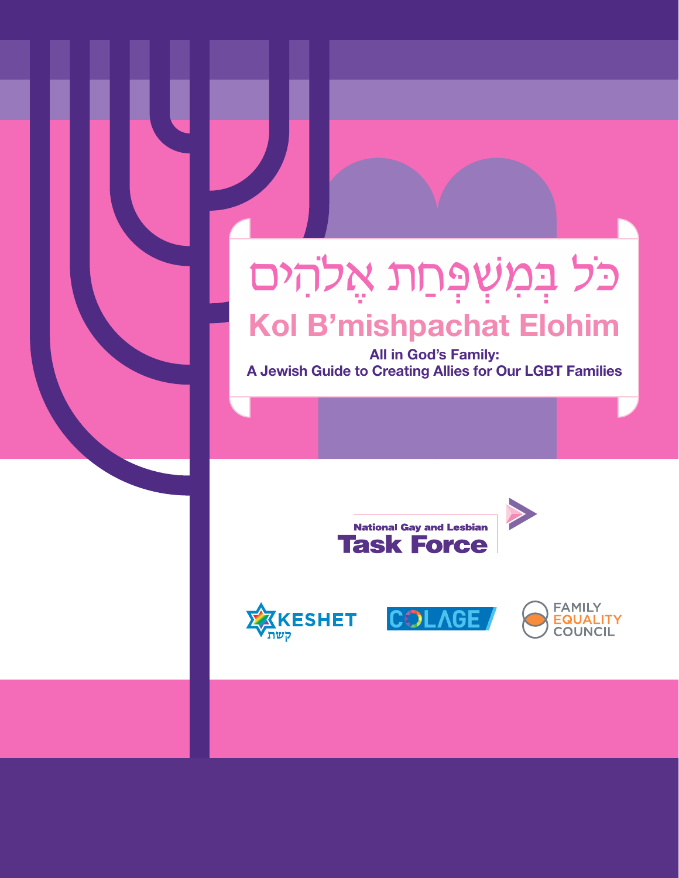# כֹּל בְּמִשְׁפַּחַת אֱלֹהִים

# Kol B'mishpachat Elohim

**All in God's Family:**
**A Jewish Guide to Creating Allies for Our LGBT Families**

National Gay and Lesbian **Task Force**

KESHET קשת

COLAGE

FAMILY EQUALITY COUNCIL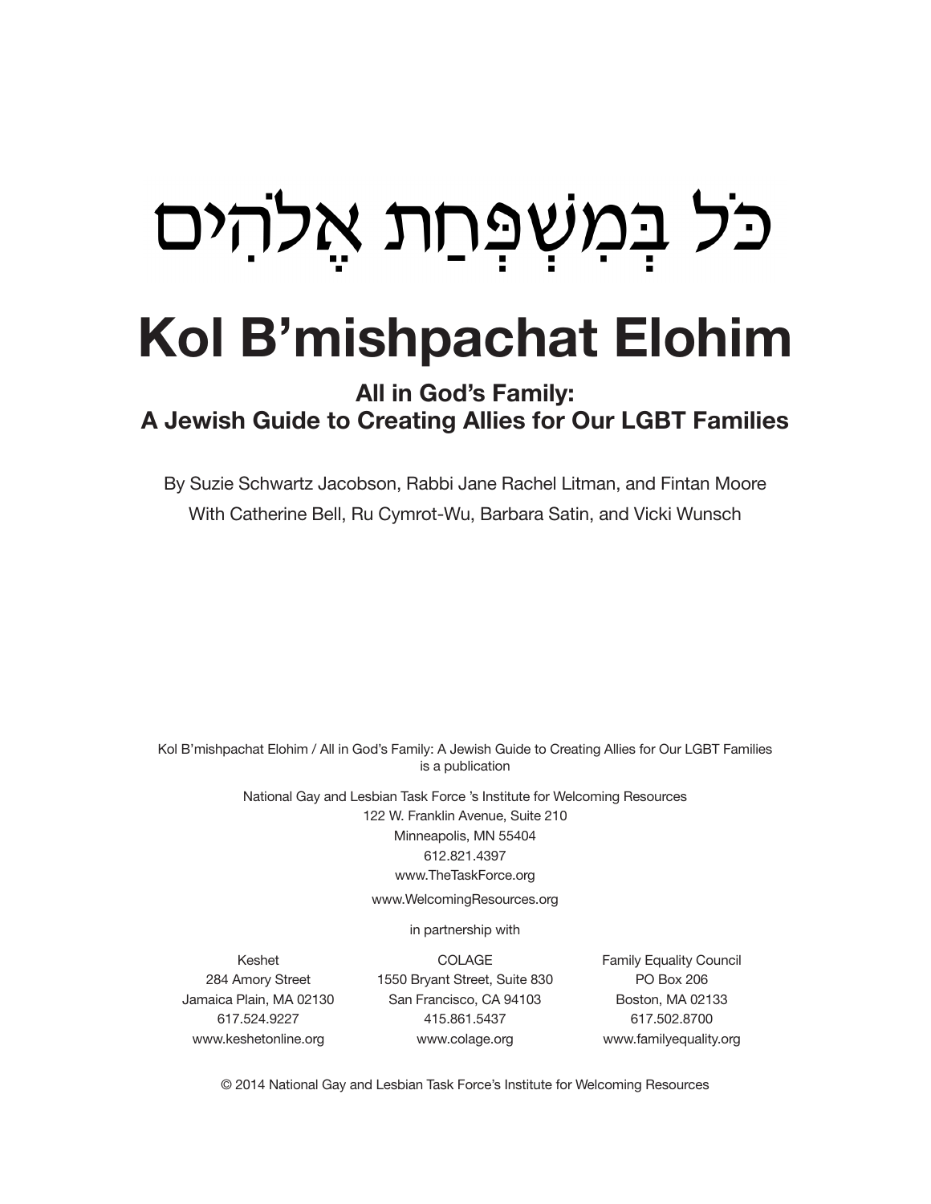# כֹּל בְּמִשְׁפַּחַת אֱלֹהִים

# Kol B'mishpachat Elohim

### All in God's Family: A Jewish Guide to Creating Allies for Our LGBT Families

By Suzie Schwartz Jacobson, Rabbi Jane Rachel Litman, and Fintan Moore

With Catherine Bell, Ru Cymrot-Wu, Barbara Satin, and Vicki Wunsch

Kol B'mishpachat Elohim / All in God's Family: A Jewish Guide to Creating Allies for Our LGBT Families is a publication

National Gay and Lesbian Task Force 's Institute for Welcoming Resources
122 W. Franklin Avenue, Suite 210
Minneapolis, MN 55404
612.821.4397
www.TheTaskForce.org
www.WelcomingResources.org

in partnership with

Keshet
284 Amory Street
Jamaica Plain, MA 02130
617.524.9227
www.keshetonline.org

COLAGE
1550 Bryant Street, Suite 830
San Francisco, CA 94103
415.861.5437
www.colage.org

Family Equality Council
PO Box 206
Boston, MA 02133
617.502.8700
www.familyequality.org

© 2014 National Gay and Lesbian Task Force's Institute for Welcoming Resources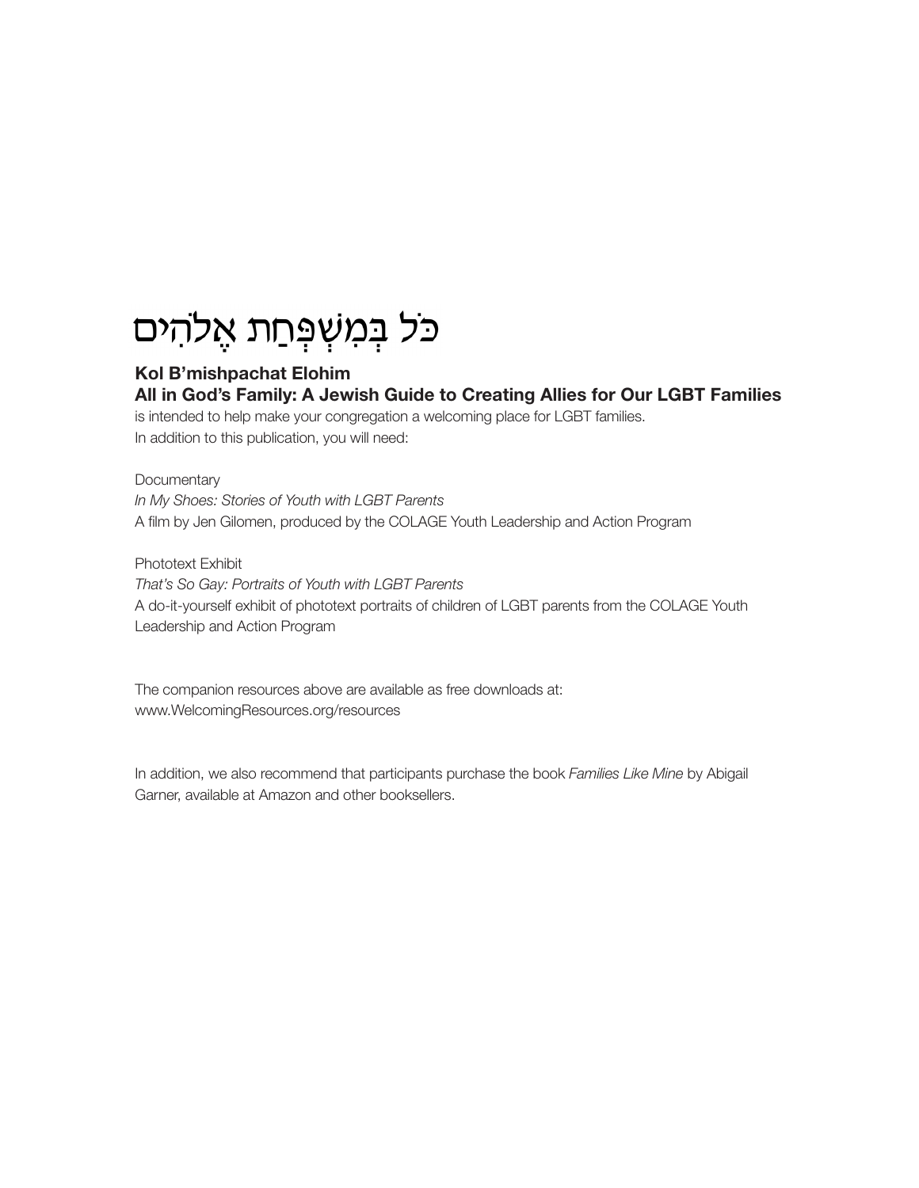# כֹּל בְּמִשְׁפַּחַת אֱלֹהִים

**Kol B'mishpachat Elohim**
**All in God's Family: A Jewish Guide to Creating Allies for Our LGBT Families**
is intended to help make your congregation a welcoming place for LGBT families.
In addition to this publication, you will need:

Documentary
*In My Shoes: Stories of Youth with LGBT Parents*
A film by Jen Gilomen, produced by the COLAGE Youth Leadership and Action Program

Phototext Exhibit
*That's So Gay: Portraits of Youth with LGBT Parents*
A do-it-yourself exhibit of phototext portraits of children of LGBT parents from the COLAGE Youth Leadership and Action Program

The companion resources above are available as free downloads at:
www.WelcomingResources.org/resources

In addition, we also recommend that participants purchase the book *Families Like Mine* by Abigail Garner, available at Amazon and other booksellers.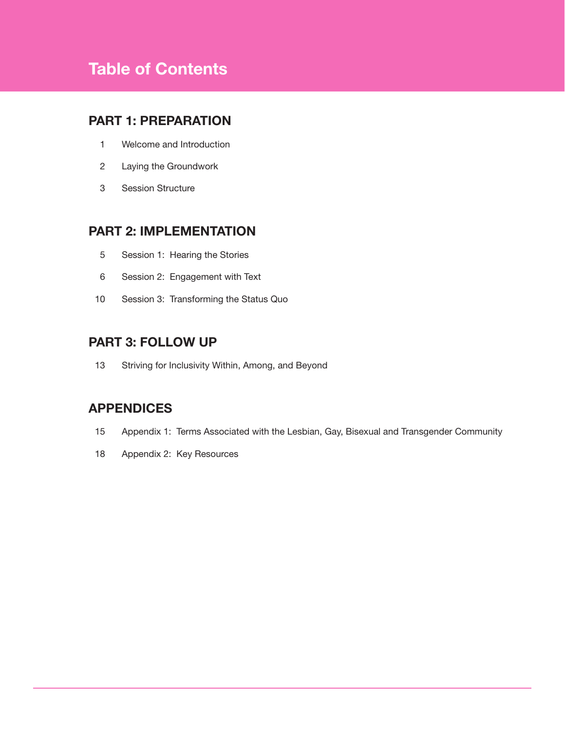# Table of Contents

## PART 1: PREPARATION

1 Welcome and Introduction

2 Laying the Groundwork

3 Session Structure

## PART 2: IMPLEMENTATION

5 Session 1: Hearing the Stories

6 Session 2: Engagement with Text

10 Session 3: Transforming the Status Quo

## PART 3: FOLLOW UP

13 Striving for Inclusivity Within, Among, and Beyond

## APPENDICES

15 Appendix 1: Terms Associated with the Lesbian, Gay, Bisexual and Transgender Community

18 Appendix 2: Key Resources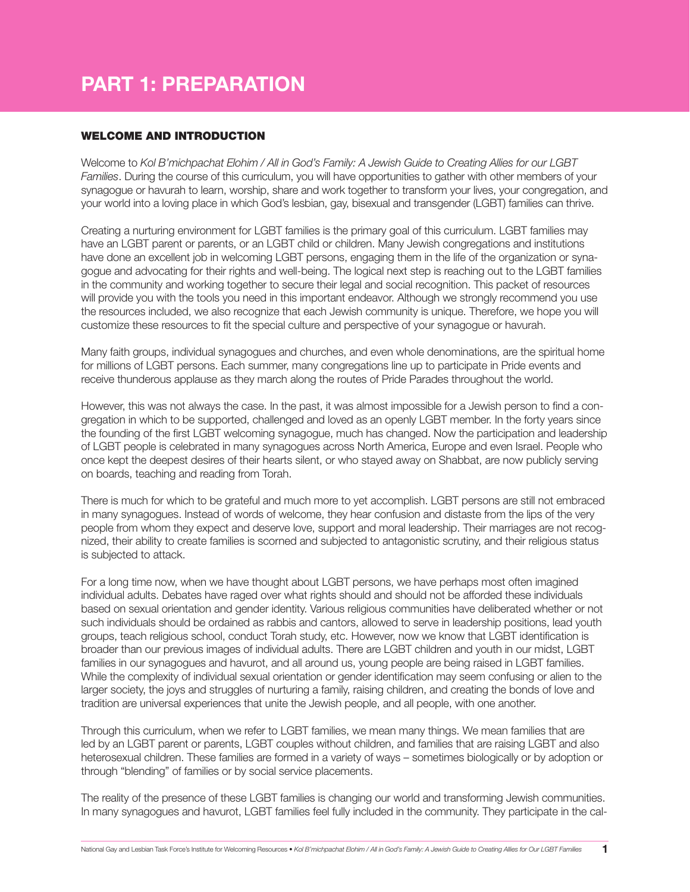# PART 1: PREPARATION

## WELCOME AND INTRODUCTION

Welcome to *Kol B'michpachat Elohim / All in God's Family: A Jewish Guide to Creating Allies for our LGBT Families*. During the course of this curriculum, you will have opportunities to gather with other members of your synagogue or havurah to learn, worship, share and work together to transform your lives, your congregation, and your world into a loving place in which God's lesbian, gay, bisexual and transgender (LGBT) families can thrive.

Creating a nurturing environment for LGBT families is the primary goal of this curriculum. LGBT families may have an LGBT parent or parents, or an LGBT child or children. Many Jewish congregations and institutions have done an excellent job in welcoming LGBT persons, engaging them in the life of the organization or synagogue and advocating for their rights and well-being. The logical next step is reaching out to the LGBT families in the community and working together to secure their legal and social recognition. This packet of resources will provide you with the tools you need in this important endeavor. Although we strongly recommend you use the resources included, we also recognize that each Jewish community is unique. Therefore, we hope you will customize these resources to fit the special culture and perspective of your synagogue or havurah.

Many faith groups, individual synagogues and churches, and even whole denominations, are the spiritual home for millions of LGBT persons. Each summer, many congregations line up to participate in Pride events and receive thunderous applause as they march along the routes of Pride Parades throughout the world.

However, this was not always the case. In the past, it was almost impossible for a Jewish person to find a congregation in which to be supported, challenged and loved as an openly LGBT member. In the forty years since the founding of the first LGBT welcoming synagogue, much has changed. Now the participation and leadership of LGBT people is celebrated in many synagogues across North America, Europe and even Israel. People who once kept the deepest desires of their hearts silent, or who stayed away on Shabbat, are now publicly serving on boards, teaching and reading from Torah.

There is much for which to be grateful and much more to yet accomplish. LGBT persons are still not embraced in many synagogues. Instead of words of welcome, they hear confusion and distaste from the lips of the very people from whom they expect and deserve love, support and moral leadership. Their marriages are not recognized, their ability to create families is scorned and subjected to antagonistic scrutiny, and their religious status is subjected to attack.

For a long time now, when we have thought about LGBT persons, we have perhaps most often imagined individual adults. Debates have raged over what rights should and should not be afforded these individuals based on sexual orientation and gender identity. Various religious communities have deliberated whether or not such individuals should be ordained as rabbis and cantors, allowed to serve in leadership positions, lead youth groups, teach religious school, conduct Torah study, etc. However, now we know that LGBT identification is broader than our previous images of individual adults. There are LGBT children and youth in our midst, LGBT families in our synagogues and havurot, and all around us, young people are being raised in LGBT families. While the complexity of individual sexual orientation or gender identification may seem confusing or alien to the larger society, the joys and struggles of nurturing a family, raising children, and creating the bonds of love and tradition are universal experiences that unite the Jewish people, and all people, with one another.

Through this curriculum, when we refer to LGBT families, we mean many things. We mean families that are led by an LGBT parent or parents, LGBT couples without children, and families that are raising LGBT and also heterosexual children. These families are formed in a variety of ways – sometimes biologically or by adoption or through "blending" of families or by social service placements.

The reality of the presence of these LGBT families is changing our world and transforming Jewish communities. In many synagogues and havurot, LGBT families feel fully included in the community. They participate in the cal-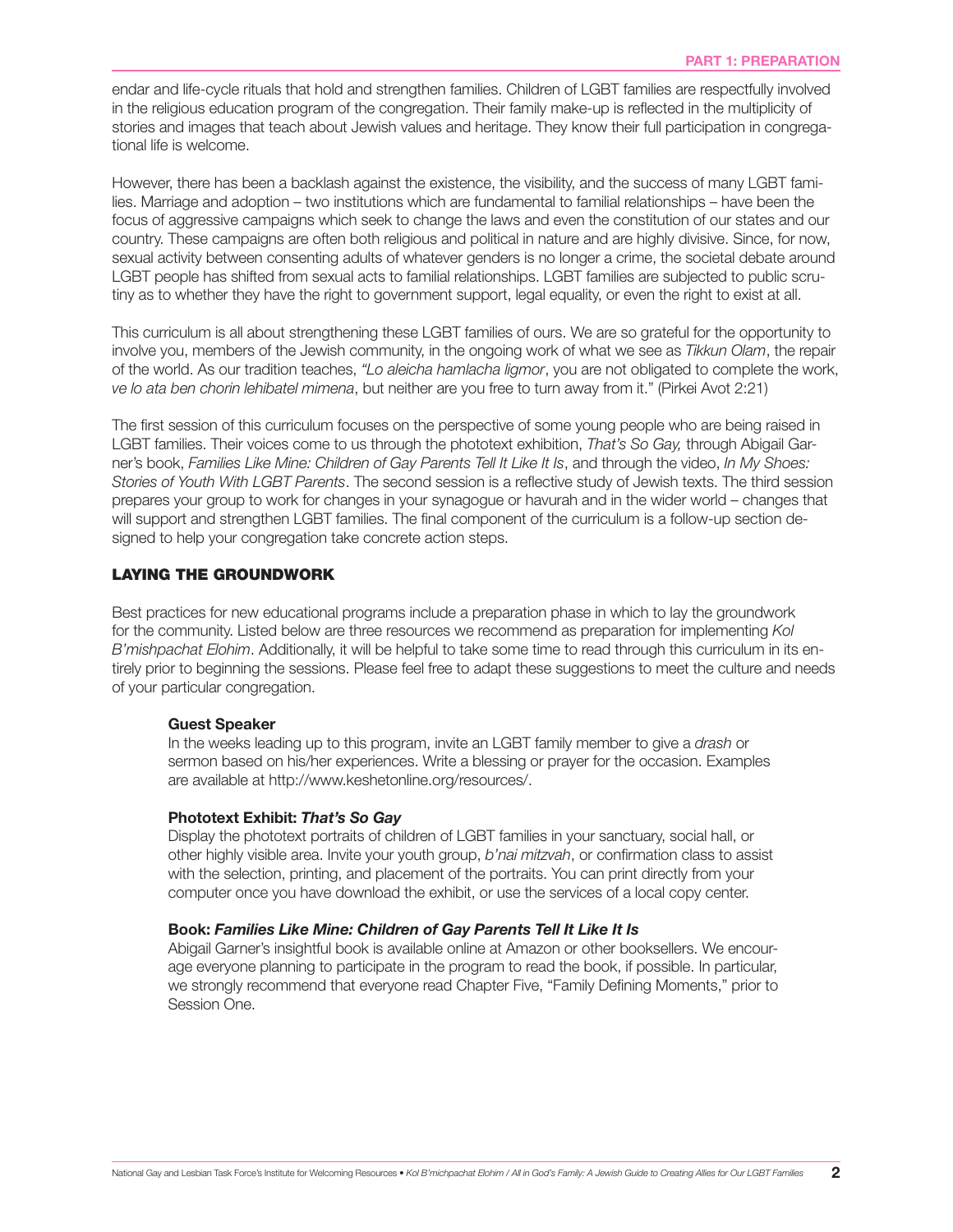endar and life-cycle rituals that hold and strengthen families. Children of LGBT families are respectfully involved in the religious education program of the congregation. Their family make-up is reflected in the multiplicity of stories and images that teach about Jewish values and heritage. They know their full participation in congregational life is welcome.

However, there has been a backlash against the existence, the visibility, and the success of many LGBT families. Marriage and adoption – two institutions which are fundamental to familial relationships – have been the focus of aggressive campaigns which seek to change the laws and even the constitution of our states and our country. These campaigns are often both religious and political in nature and are highly divisive. Since, for now, sexual activity between consenting adults of whatever genders is no longer a crime, the societal debate around LGBT people has shifted from sexual acts to familial relationships. LGBT families are subjected to public scrutiny as to whether they have the right to government support, legal equality, or even the right to exist at all.

This curriculum is all about strengthening these LGBT families of ours. We are so grateful for the opportunity to involve you, members of the Jewish community, in the ongoing work of what we see as *Tikkun Olam*, the repair of the world. As our tradition teaches, *"Lo aleicha hamlacha ligmor*, you are not obligated to complete the work, *ve lo ata ben chorin lehibatel mimena*, but neither are you free to turn away from it." (Pirkei Avot 2:21)

The first session of this curriculum focuses on the perspective of some young people who are being raised in LGBT families. Their voices come to us through the phototext exhibition, *That's So Gay,* through Abigail Garner's book, *Families Like Mine: Children of Gay Parents Tell It Like It Is*, and through the video, *In My Shoes: Stories of Youth With LGBT Parents*. The second session is a reflective study of Jewish texts. The third session prepares your group to work for changes in your synagogue or havurah and in the wider world – changes that will support and strengthen LGBT families. The final component of the curriculum is a follow-up section designed to help your congregation take concrete action steps.

## LAYING THE GROUNDWORK

Best practices for new educational programs include a preparation phase in which to lay the groundwork for the community. Listed below are three resources we recommend as preparation for implementing *Kol B'mishpachat Elohim*. Additionally, it will be helpful to take some time to read through this curriculum in its entirely prior to beginning the sessions. Please feel free to adapt these suggestions to meet the culture and needs of your particular congregation.

**Guest Speaker**

In the weeks leading up to this program, invite an LGBT family member to give a *drash* or sermon based on his/her experiences. Write a blessing or prayer for the occasion. Examples are available at http://www.keshetonline.org/resources/.

**Phototext Exhibit: *That's So Gay***

Display the phototext portraits of children of LGBT families in your sanctuary, social hall, or other highly visible area. Invite your youth group, *b'nai mitzvah*, or confirmation class to assist with the selection, printing, and placement of the portraits. You can print directly from your computer once you have download the exhibit, or use the services of a local copy center.

**Book: *Families Like Mine: Children of Gay Parents Tell It Like It Is***

Abigail Garner's insightful book is available online at Amazon or other booksellers. We encourage everyone planning to participate in the program to read the book, if possible. In particular, we strongly recommend that everyone read Chapter Five, "Family Defining Moments," prior to Session One.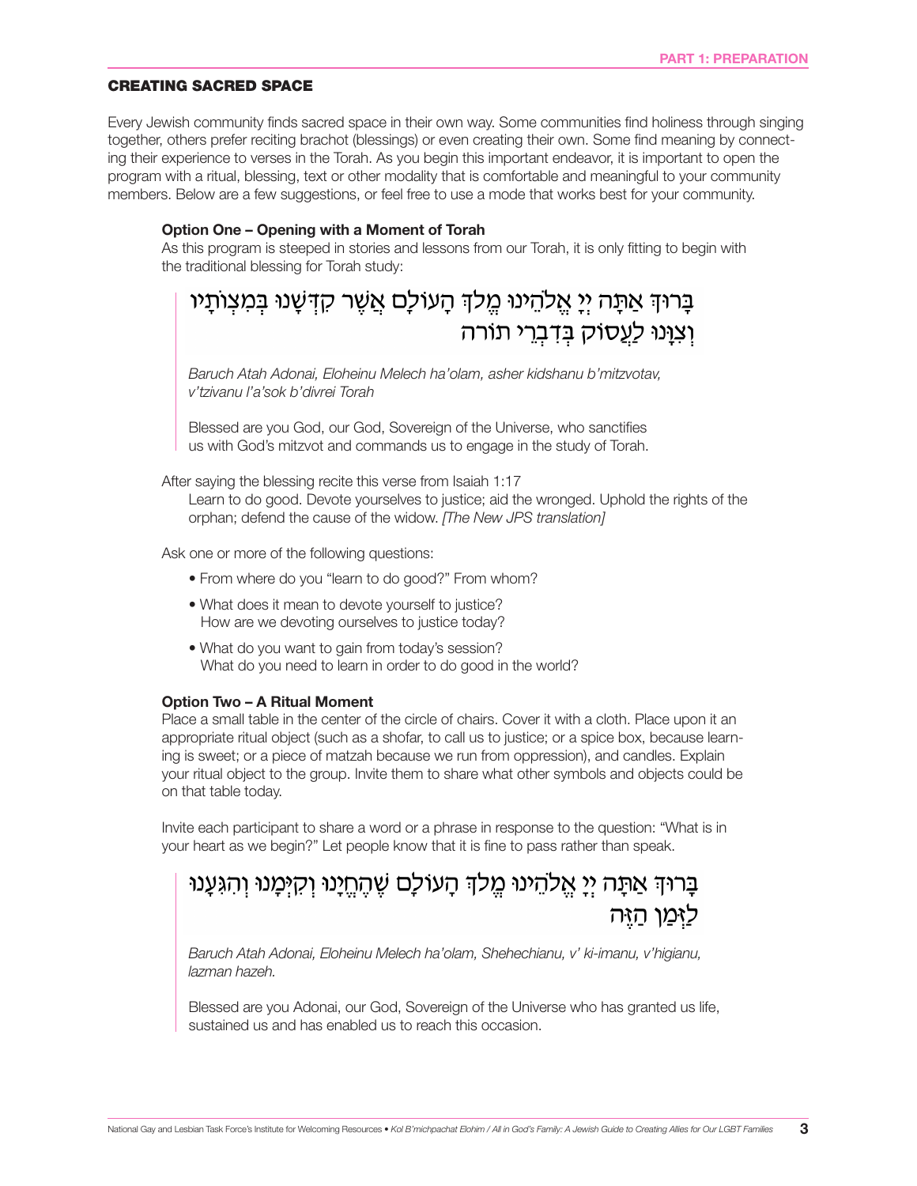## CREATING SACRED SPACE

Every Jewish community finds sacred space in their own way. Some communities find holiness through singing together, others prefer reciting brachot (blessings) or even creating their own. Some find meaning by connecting their experience to verses in the Torah. As you begin this important endeavor, it is important to open the program with a ritual, blessing, text or other modality that is comfortable and meaningful to your community members. Below are a few suggestions, or feel free to use a mode that works best for your community.

### Option One – Opening with a Moment of Torah

As this program is steeped in stories and lessons from our Torah, it is only fitting to begin with the traditional blessing for Torah study:

> בָּרוּךְ אַתָּה יְיָ אֱלֹהֵינוּ מֶלֶךְ הָעוֹלָם אֲשֶׁר קִדְּשָׁנוּ בְּמִצְוֹתָיו וְצִוָּנוּ לַעֲסוֹק בְּדִבְרֵי תורה
>
> *Baruch Atah Adonai, Eloheinu Melech ha'olam, asher kidshanu b'mitzvotav, v'tzivanu l'a'sok b'divrei Torah*
>
> Blessed are you God, our God, Sovereign of the Universe, who sanctifies us with God's mitzvot and commands us to engage in the study of Torah.

After saying the blessing recite this verse from Isaiah 1:17

> Learn to do good. Devote yourselves to justice; aid the wronged. Uphold the rights of the orphan; defend the cause of the widow. *[The New JPS translation]*

Ask one or more of the following questions:

- From where do you "learn to do good?" From whom?
- What does it mean to devote yourself to justice? How are we devoting ourselves to justice today?
- What do you want to gain from today's session? What do you need to learn in order to do good in the world?

### Option Two – A Ritual Moment

Place a small table in the center of the circle of chairs. Cover it with a cloth. Place upon it an appropriate ritual object (such as a shofar, to call us to justice; or a spice box, because learning is sweet; or a piece of matzah because we run from oppression), and candles. Explain your ritual object to the group. Invite them to share what other symbols and objects could be on that table today.

Invite each participant to share a word or a phrase in response to the question: "What is in your heart as we begin?" Let people know that it is fine to pass rather than speak.

> בָּרוּךְ אַתָּה יְיָ אֱלֹהֵינוּ מֶלֶךְ הָעוֹלָם שֶׁהֶחֱיָנוּ וְקִיְּמָנוּ וְהִגִּיעָנוּ לַזְּמַן הַזֶּה
>
> *Baruch Atah Adonai, Eloheinu Melech ha'olam, Shehechianu, v' ki-imanu, v'higianu, lazman hazeh.*
>
> Blessed are you Adonai, our God, Sovereign of the Universe who has granted us life, sustained us and has enabled us to reach this occasion.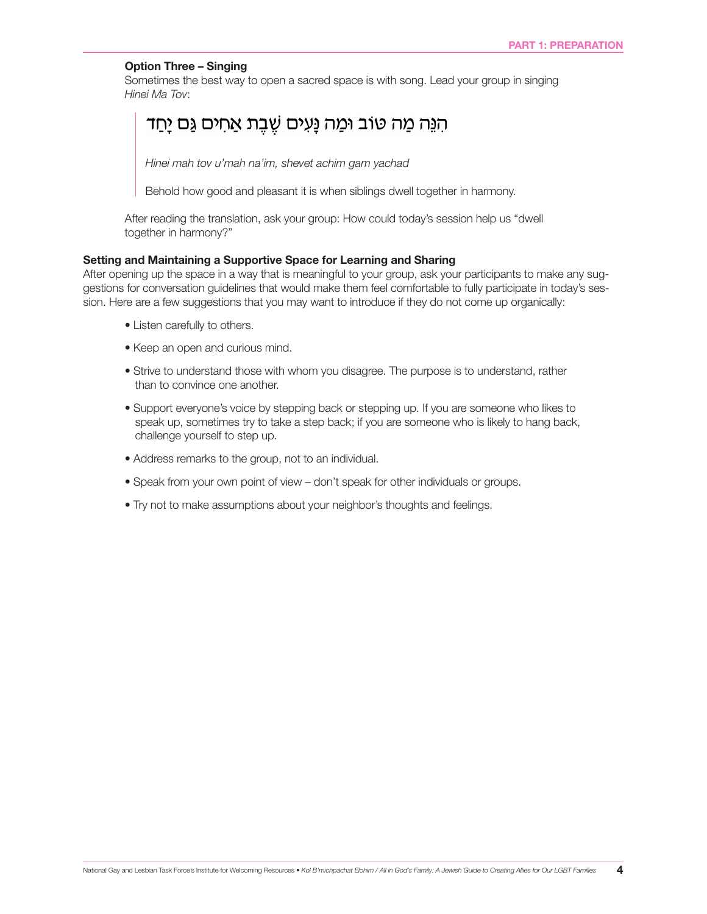**Option Three – Singing**

Sometimes the best way to open a sacred space is with song. Lead your group in singing *Hinei Ma Tov*:

> הִנֵּה מַה טּוֹב וּמַה נָּעִים שֶׁבֶת אַחִים גַּם יָחַד
>
> *Hinei mah tov u'mah na'im, shevet achim gam yachad*
>
> Behold how good and pleasant it is when siblings dwell together in harmony.

After reading the translation, ask your group: How could today's session help us "dwell together in harmony?"

**Setting and Maintaining a Supportive Space for Learning and Sharing**

After opening up the space in a way that is meaningful to your group, ask your participants to make any suggestions for conversation guidelines that would make them feel comfortable to fully participate in today's session. Here are a few suggestions that you may want to introduce if they do not come up organically:

- Listen carefully to others.
- Keep an open and curious mind.
- Strive to understand those with whom you disagree. The purpose is to understand, rather than to convince one another.
- Support everyone's voice by stepping back or stepping up. If you are someone who likes to speak up, sometimes try to take a step back; if you are someone who is likely to hang back, challenge yourself to step up.
- Address remarks to the group, not to an individual.
- Speak from your own point of view – don't speak for other individuals or groups.
- Try not to make assumptions about your neighbor's thoughts and feelings.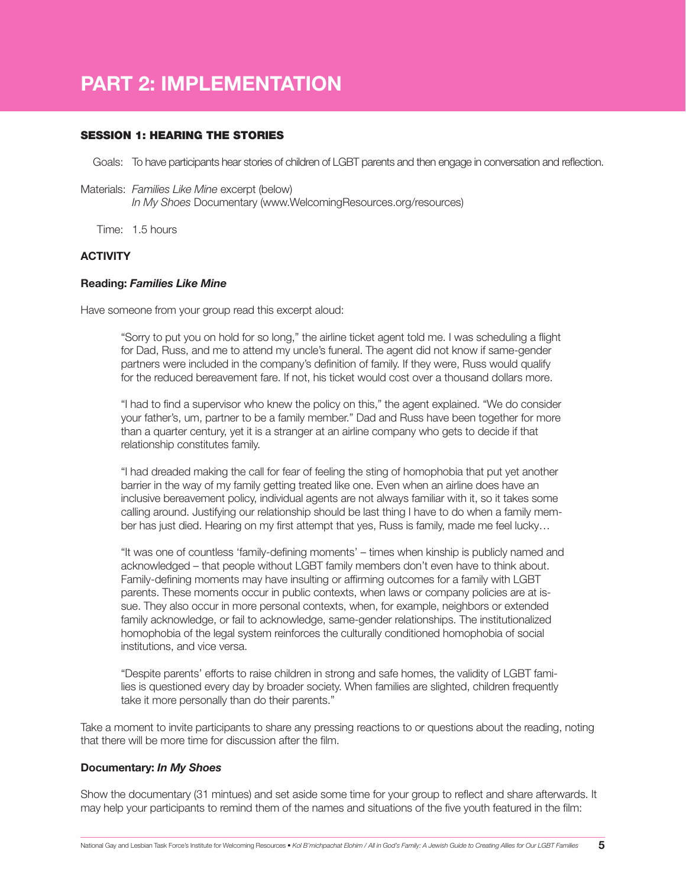# PART 2: IMPLEMENTATION

## SESSION 1: HEARING THE STORIES

Goals: To have participants hear stories of children of LGBT parents and then engage in conversation and reflection.

Materials: *Families Like Mine* excerpt (below)
*In My Shoes* Documentary (www.WelcomingResources.org/resources)

Time: 1.5 hours

### ACTIVITY

**Reading: *Families Like Mine***

Have someone from your group read this excerpt aloud:

> "Sorry to put you on hold for so long," the airline ticket agent told me. I was scheduling a flight for Dad, Russ, and me to attend my uncle's funeral. The agent did not know if same-gender partners were included in the company's definition of family. If they were, Russ would qualify for the reduced bereavement fare. If not, his ticket would cost over a thousand dollars more.
>
> "I had to find a supervisor who knew the policy on this," the agent explained. "We do consider your father's, um, partner to be a family member." Dad and Russ have been together for more than a quarter century, yet it is a stranger at an airline company who gets to decide if that relationship constitutes family.
>
> "I had dreaded making the call for fear of feeling the sting of homophobia that put yet another barrier in the way of my family getting treated like one. Even when an airline does have an inclusive bereavement policy, individual agents are not always familiar with it, so it takes some calling around. Justifying our relationship should be last thing I have to do when a family member has just died. Hearing on my first attempt that yes, Russ is family, made me feel lucky…
>
> "It was one of countless 'family-defining moments' – times when kinship is publicly named and acknowledged – that people without LGBT family members don't even have to think about. Family-defining moments may have insulting or affirming outcomes for a family with LGBT parents. These moments occur in public contexts, when laws or company policies are at issue. They also occur in more personal contexts, when, for example, neighbors or extended family acknowledge, or fail to acknowledge, same-gender relationships. The institutionalized homophobia of the legal system reinforces the culturally conditioned homophobia of social institutions, and vice versa.
>
> "Despite parents' efforts to raise children in strong and safe homes, the validity of LGBT families is questioned every day by broader society. When families are slighted, children frequently take it more personally than do their parents."

Take a moment to invite participants to share any pressing reactions to or questions about the reading, noting that there will be more time for discussion after the film.

**Documentary: *In My Shoes***

Show the documentary (31 mintues) and set aside some time for your group to reflect and share afterwards. It may help your participants to remind them of the names and situations of the five youth featured in the film: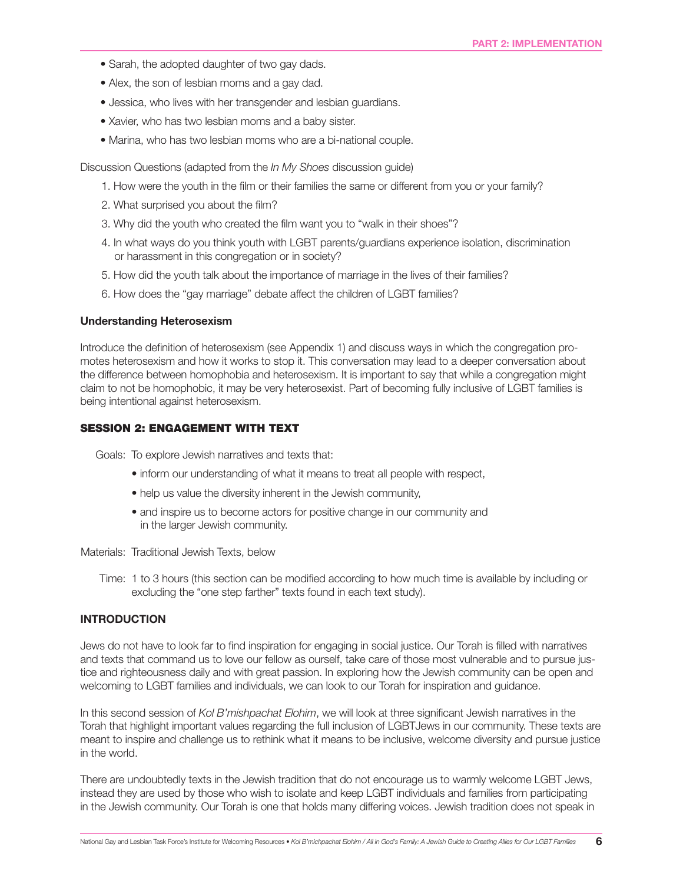- Sarah, the adopted daughter of two gay dads.
- Alex, the son of lesbian moms and a gay dad.
- Jessica, who lives with her transgender and lesbian guardians.
- Xavier, who has two lesbian moms and a baby sister.
- Marina, who has two lesbian moms who are a bi-national couple.

Discussion Questions (adapted from the *In My Shoes* discussion guide)

1. How were the youth in the film or their families the same or different from you or your family?
2. What surprised you about the film?
3. Why did the youth who created the film want you to "walk in their shoes"?
4. In what ways do you think youth with LGBT parents/guardians experience isolation, discrimination or harassment in this congregation or in society?
5. How did the youth talk about the importance of marriage in the lives of their families?
6. How does the "gay marriage" debate affect the children of LGBT families?

**Understanding Heterosexism**

Introduce the definition of heterosexism (see Appendix 1) and discuss ways in which the congregation promotes heterosexism and how it works to stop it. This conversation may lead to a deeper conversation about the difference between homophobia and heterosexism. It is important to say that while a congregation might claim to not be homophobic, it may be very heterosexist. Part of becoming fully inclusive of LGBT families is being intentional against heterosexism.

### SESSION 2: ENGAGEMENT WITH TEXT

Goals: To explore Jewish narratives and texts that:

- inform our understanding of what it means to treat all people with respect,
- help us value the diversity inherent in the Jewish community,
- and inspire us to become actors for positive change in our community and in the larger Jewish community.

Materials: Traditional Jewish Texts, below

Time: 1 to 3 hours (this section can be modified according to how much time is available by including or excluding the "one step farther" texts found in each text study).

**INTRODUCTION**

Jews do not have to look far to find inspiration for engaging in social justice. Our Torah is filled with narratives and texts that command us to love our fellow as ourself, take care of those most vulnerable and to pursue justice and righteousness daily and with great passion. In exploring how the Jewish community can be open and welcoming to LGBT families and individuals, we can look to our Torah for inspiration and guidance.

In this second session of *Kol B'mishpachat Elohim*, we will look at three significant Jewish narratives in the Torah that highlight important values regarding the full inclusion of LGBTJews in our community. These texts are meant to inspire and challenge us to rethink what it means to be inclusive, welcome diversity and pursue justice in the world.

There are undoubtedly texts in the Jewish tradition that do not encourage us to warmly welcome LGBT Jews, instead they are used by those who wish to isolate and keep LGBT individuals and families from participating in the Jewish community. Our Torah is one that holds many differing voices. Jewish tradition does not speak in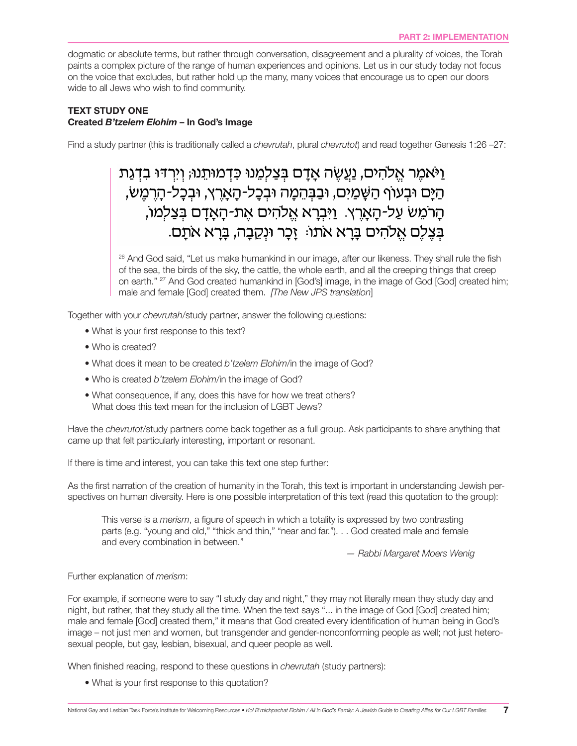dogmatic or absolute terms, but rather through conversation, disagreement and a plurality of voices, the Torah paints a complex picture of the range of human experiences and opinions. Let us in our study today not focus on the voice that excludes, but rather hold up the many, many voices that encourage us to open our doors wide to all Jews who wish to find community.

### TEXT STUDY ONE
**Created *B'tzelem Elohim* – In God's Image**

Find a study partner (this is traditionally called a *chevrutah*, plural *chevrutot*) and read together Genesis 1:26 –27:

> וַיֹּאמֶר אֱלֹהִים, נַעֲשֶׂה אָדָם בְּצַלְמֵנוּ כִּדְמוּתֵנוּ; וְיִרְדּוּ בִדְגַת הַיָּם וּבְעוֹף הַשָּׁמַיִם, וּבַבְּהֵמָה וּבְכָל-הָאָרֶץ, וּבְכָל-הָרֶמֶשׂ, הָרֹמֵשׂ עַל-הָאָרֶץ. וַיִּבְרָא אֱלֹהִים אֶת-הָאָדָם בְּצַלְמוֹ, בְּצֶלֶם אֱלֹהִים בָּרָא אֹתוֹ: זָכָר וּנְקֵבָה, בָּרָא אֹתָם.
>
> [26] And God said, "Let us make humankind in our image, after our likeness. They shall rule the fish of the sea, the birds of the sky, the cattle, the whole earth, and all the creeping things that creep on earth." [27] And God created humankind in [God's] image, in the image of God [God] created him; male and female [God] created them. *[The New JPS translation*]

Together with your *chevrutah*/study partner, answer the following questions:

- What is your first response to this text?
- Who is created?
- What does it mean to be created *b'tzelem Elohim*/in the image of God?
- Who is created *b'tzelem Elohim*/in the image of God?
- What consequence, if any, does this have for how we treat others?
  What does this text mean for the inclusion of LGBT Jews?

Have the *chevrutot*/study partners come back together as a full group. Ask participants to share anything that came up that felt particularly interesting, important or resonant.

If there is time and interest, you can take this text one step further:

As the first narration of the creation of humanity in the Torah, this text is important in understanding Jewish perspectives on human diversity. Here is one possible interpretation of this text (read this quotation to the group):

> This verse is a *merism*, a figure of speech in which a totality is expressed by two contrasting parts (e.g. "young and old," "thick and thin," "near and far."). . . God created male and female and every combination in between."
>
> — *Rabbi Margaret Moers Wenig*

Further explanation of *merism*:

For example, if someone were to say "I study day and night," they may not literally mean they study day and night, but rather, that they study all the time. When the text says "... in the image of God [God] created him; male and female [God] created them," it means that God created every identification of human being in God's image – not just men and women, but transgender and gender-nonconforming people as well; not just heterosexual people, but gay, lesbian, bisexual, and queer people as well.

When finished reading, respond to these questions in *chevrutah* (study partners):

- What is your first response to this quotation?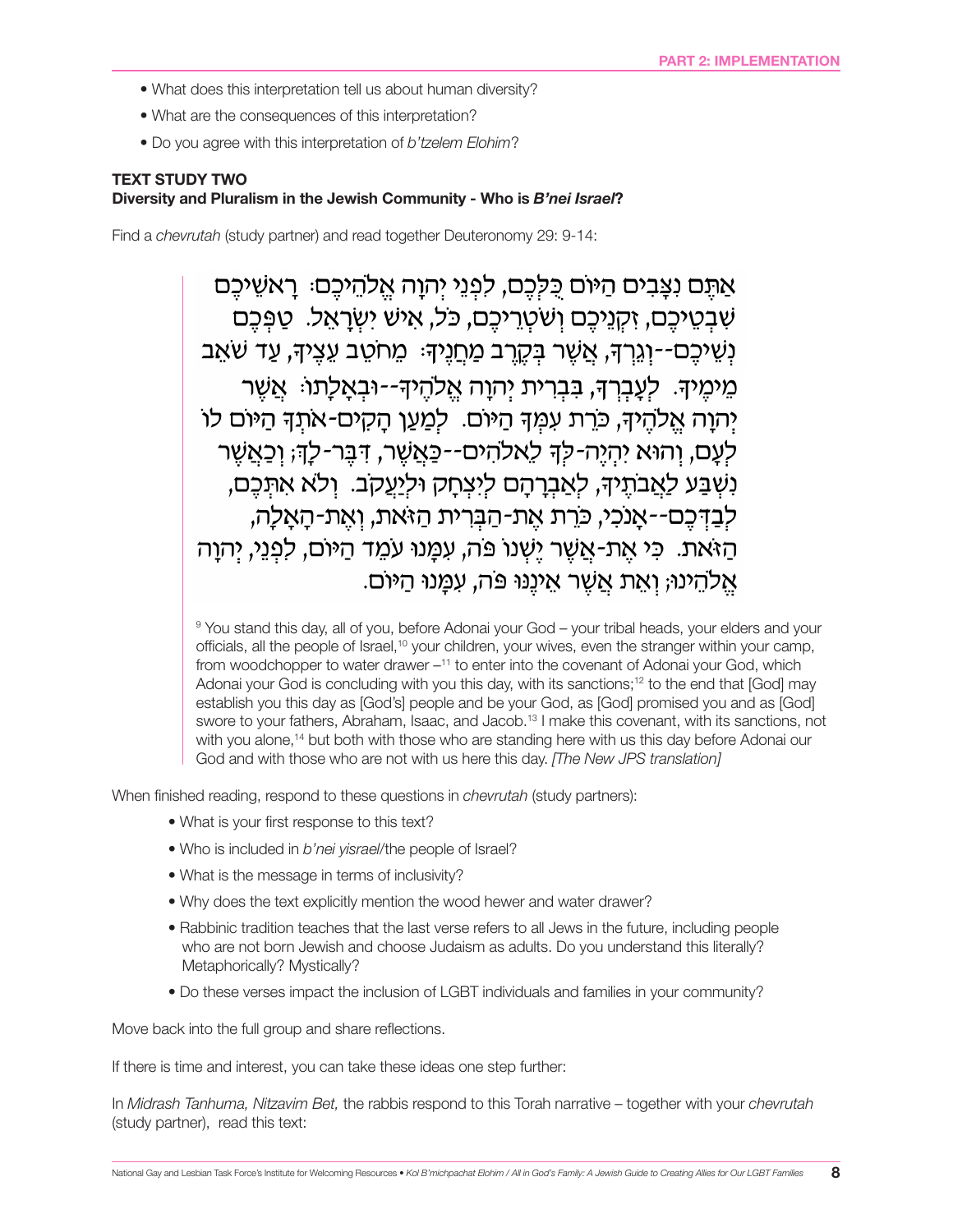- What does this interpretation tell us about human diversity?
- What are the consequences of this interpretation?
- Do you agree with this interpretation of *b'tzelem Elohim*?

**TEXT STUDY TWO**
**Diversity and Pluralism in the Jewish Community - Who is *B'nei Israel*?**

Find a *chevrutah* (study partner) and read together Deuteronomy 29: 9-14:

> אַתֶּם נִצָּבִים הַיּוֹם כֻּלְּכֶם, לִפְנֵי יְהוָה אֱלֹהֵיכֶם: רָאשֵׁיכֶם שִׁבְטֵיכֶם, זִקְנֵיכֶם וְשֹׁטְרֵיכֶם, כֹּל, אִישׁ יִשְׂרָאֵל. טַפְּכֶם נְשֵׁיכֶם--וְגֵרְךָ, אֲשֶׁר בְּקֶרֶב מַחֲנֶיךָ: מֵחֹטֵב עֵצֶיךָ, עַד שֹׁאֵב מֵימֶיךָ. לְעָבְרְךָ, בִּבְרִית יְהוָה אֱלֹהֶיךָ--וּבְאָלָתוֹ: אֲשֶׁר יְהוָה אֱלֹהֶיךָ, כֹּרֵת עִמְּךָ הַיּוֹם. לְמַעַן הָקִים-אֹתְךָ הַיּוֹם לוֹ לְעָם, וְהוּא יִהְיֶה-לְּךָ לֵאלֹהִים--כַּאֲשֶׁר, דִּבֶּר-לָךְ; וְכַאֲשֶׁר נִשְׁבַּע לַאֲבֹתֶיךָ, לְאַבְרָהָם לְיִצְחָק וּלְיַעֲקֹב. וְלֹא אִתְּכֶם, לְבַדְּכֶם--אָנֹכִי, כֹּרֵת אֶת-הַבְּרִית הַזֹּאת, וְאֶת-הָאָלָה, הַזֹּאת. כִּי אֶת-אֲשֶׁר יֶשְׁנוֹ פֹּה, עִמָּנוּ עֹמֵד הַיּוֹם, לִפְנֵי, יְהוָה אֱלֹהֵינוּ; וְאֵת אֲשֶׁר אֵינֶנּוּ פֹּה, עִמָּנוּ הַיּוֹם.
>
> [9] You stand this day, all of you, before Adonai your God – your tribal heads, your elders and your officials, all the people of Israel,[10] your children, your wives, even the stranger within your camp, from woodchopper to water drawer –[11] to enter into the covenant of Adonai your God, which Adonai your God is concluding with you this day, with its sanctions;[12] to the end that [God] may establish you this day as [God's] people and be your God, as [God] promised you and as [God] swore to your fathers, Abraham, Isaac, and Jacob.[13] I make this covenant, with its sanctions, not with you alone,[14] but both with those who are standing here with us this day before Adonai our God and with those who are not with us here this day. *[The New JPS translation]*

When finished reading, respond to these questions in *chevrutah* (study partners):

- What is your first response to this text?
- Who is included in *b'nei yisrael*/the people of Israel?
- What is the message in terms of inclusivity?
- Why does the text explicitly mention the wood hewer and water drawer?
- Rabbinic tradition teaches that the last verse refers to all Jews in the future, including people who are not born Jewish and choose Judaism as adults. Do you understand this literally? Metaphorically? Mystically?
- Do these verses impact the inclusion of LGBT individuals and families in your community?

Move back into the full group and share reflections.

If there is time and interest, you can take these ideas one step further:

In *Midrash Tanhuma, Nitzavim Bet,* the rabbis respond to this Torah narrative – together with your *chevrutah* (study partner), read this text: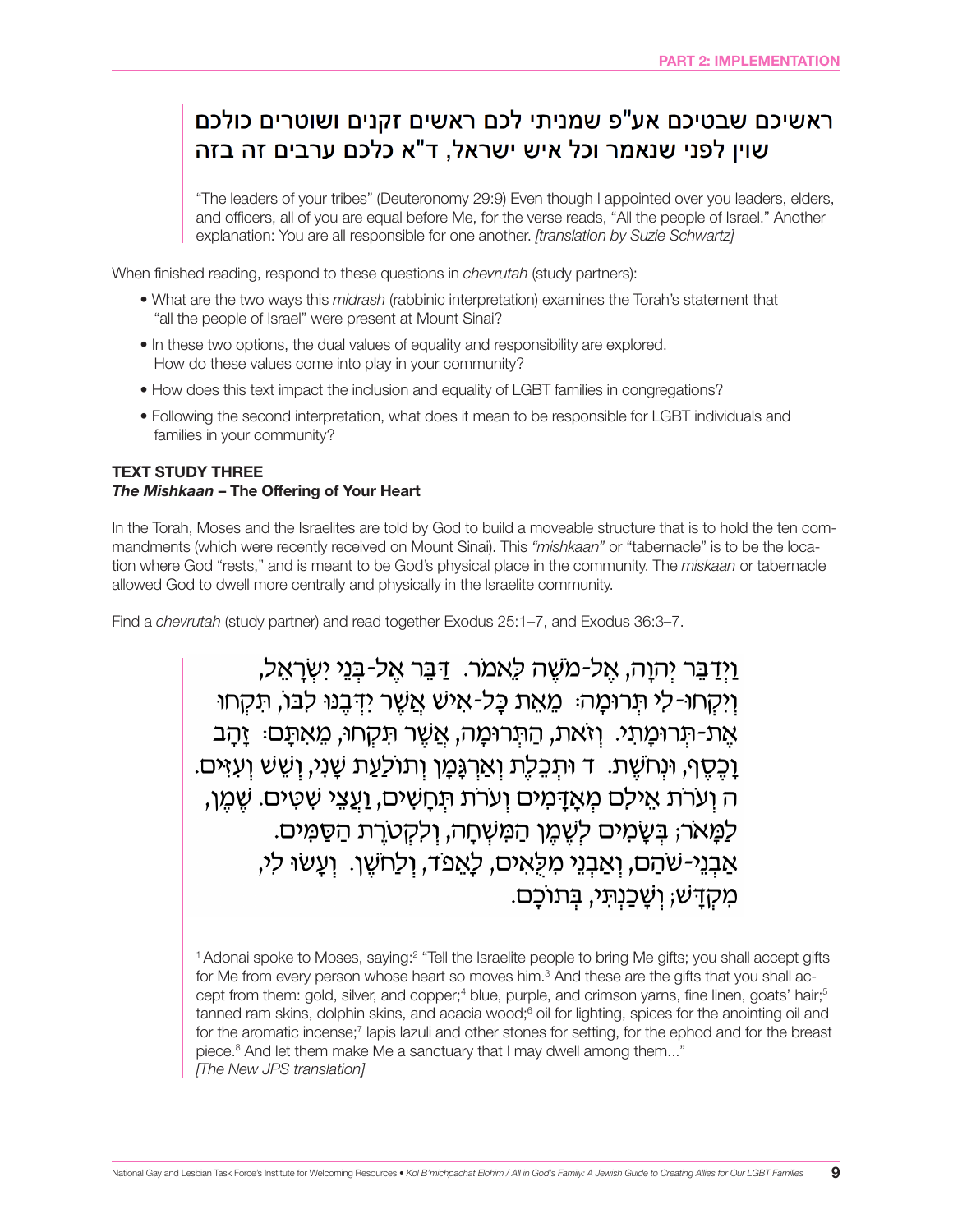> ראשיכם שבטיכם אע"פ שמניתי לכם ראשים זקנים ושוטרים כולכם שוין לפני שנאמר וכל איש ישראל, ד"א כלכם ערבים זה בזה
>
> "The leaders of your tribes" (Deuteronomy 29:9) Even though I appointed over you leaders, elders, and officers, all of you are equal before Me, for the verse reads, "All the people of Israel." Another explanation: You are all responsible for one another. *[translation by Suzie Schwartz]*

When finished reading, respond to these questions in *chevrutah* (study partners):

- What are the two ways this *midrash* (rabbinic interpretation) examines the Torah's statement that "all the people of Israel" were present at Mount Sinai?
- In these two options, the dual values of equality and responsibility are explored. How do these values come into play in your community?
- How does this text impact the inclusion and equality of LGBT families in congregations?
- Following the second interpretation, what does it mean to be responsible for LGBT individuals and families in your community?

### TEXT STUDY THREE
***The Mishkaan* – The Offering of Your Heart**

In the Torah, Moses and the Israelites are told by God to build a moveable structure that is to hold the ten commandments (which were recently received on Mount Sinai). This *"mishkaan"* or "tabernacle" is to be the location where God "rests," and is meant to be God's physical place in the community. The *miskaan* or tabernacle allowed God to dwell more centrally and physically in the Israelite community.

Find a *chevrutah* (study partner) and read together Exodus 25:1–7, and Exodus 36:3–7.

> וַיְדַבֵּר יְהוָה, אֶל-מֹשֶׁה לֵּאמֹר. דַּבֵּר אֶל-בְּנֵי יִשְׂרָאֵל, וְיִקְחוּ-לִי תְּרוּמָה: מֵאֵת כָּל-אִישׁ אֲשֶׁר יִדְּבֶנּוּ לִבּוֹ, תִּקְחוּ אֶת-תְּרוּמָתִי. וְזֹאת, הַתְּרוּמָה, אֲשֶׁר תִּקְחוּ, מֵאִתָּם: זָהָב וָכֶסֶף, וּנְחֹשֶׁת. ד וּתְכֵלֶת וְאַרְגָּמָן וְתוֹלַעַת שָׁנִי, וְשֵׁשׁ וְעִזִּים. ה וְעֹרֹת אֵילִם מְאָדָּמִים וְעֹרֹת תְּחָשִׁים, וַעֲצֵי שִׁטִּים. שֶׁמֶן, לַמָּאֹר; בְּשָׂמִים לְשֶׁמֶן הַמִּשְׁחָה, וְלִקְטֹרֶת הַסַּמִּים. אַבְנֵי-שֹׁהַם, וְאַבְנֵי מִלֻּאִים, לָאֵפֹד, וְלַחֹשֶׁן. וְעָשׂוּ לִי, מִקְדָּשׁ; וְשָׁכַנְתִּי, בְּתוֹכָם.
>
> [1] Adonai spoke to Moses, saying:[2] "Tell the Israelite people to bring Me gifts; you shall accept gifts for Me from every person whose heart so moves him.[3] And these are the gifts that you shall accept from them: gold, silver, and copper;[4] blue, purple, and crimson yarns, fine linen, goats' hair;[5] tanned ram skins, dolphin skins, and acacia wood;[6] oil for lighting, spices for the anointing oil and for the aromatic incense;[7] lapis lazuli and other stones for setting, for the ephod and for the breast piece.[8] And let them make Me a sanctuary that I may dwell among them..."
> *[The New JPS translation]*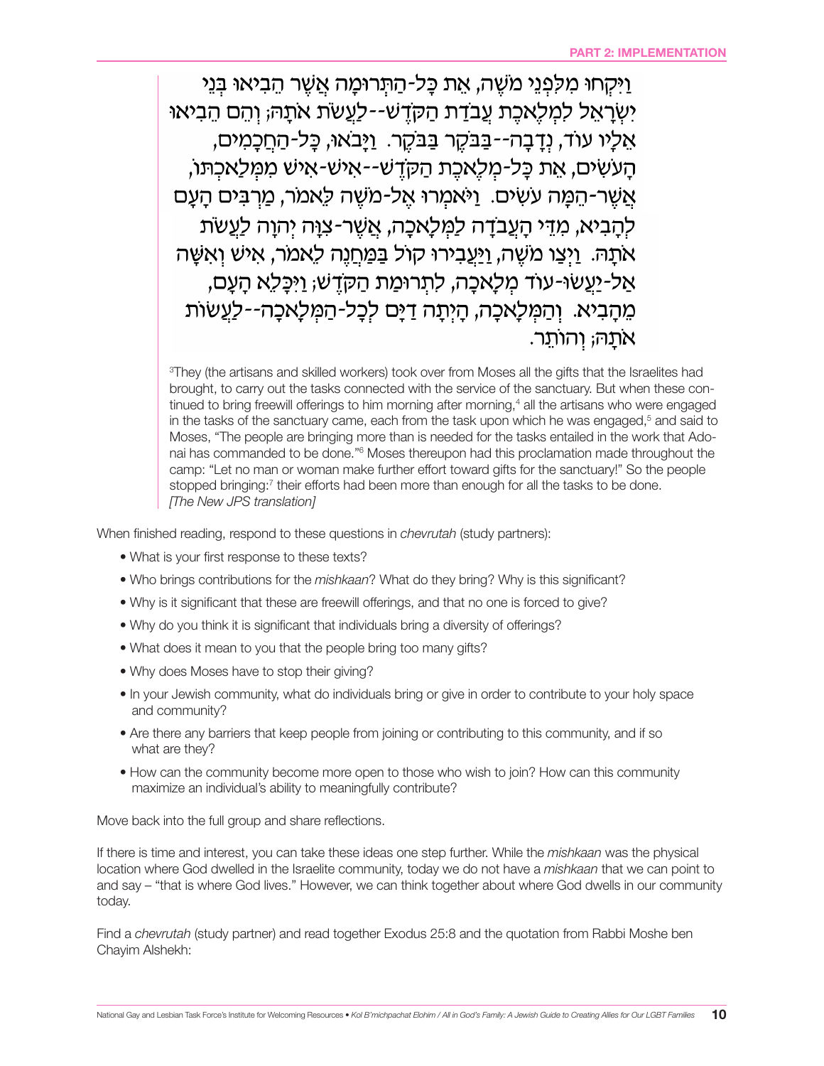וַיִּקְחוּ מִלִּפְנֵי מֹשֶׁה, אֵת כָּל-הַתְּרוּמָה אֲשֶׁר הֵבִיאוּ בְּנֵי יִשְׂרָאֵל לִמְלֶאכֶת עֲבֹדַת הַקֹּדֶשׁ--לַעֲשֹׂת אֹתָהּ; וְהֵם הֵבִיאוּ אֵלָיו עוֹד, נְדָבָה--בַּבֹּקֶר בַּבֹּקֶר. וַיָּבֹאוּ, כָּל-הַחֲכָמִים, הָעֹשִׂים, אֵת כָּל-מְלֶאכֶת הַקֹּדֶשׁ--אִישׁ-אִישׁ מִמְּלַאכְתּוֹ, אֲשֶׁר-הֵמָּה עֹשִׂים. וַיֹּאמְרוּ אֶל-מֹשֶׁה לֵּאמֹר, מַרְבִּים הָעָם לְהָבִיא, מִדֵּי הָעֲבֹדָה לַמְּלָאכָה, אֲשֶׁר-צִוָּה יְהוָה לַעֲשֹׂת אֹתָהּ. וַיְצַו מֹשֶׁה, וַיַּעֲבִירוּ קוֹל בַּמַּחֲנֶה לֵאמֹר, אִישׁ וְאִשָּׁה אַל-יַעֲשׂוּ-עוֹד מְלָאכָה, לִתְרוּמַת הַקֹּדֶשׁ; וַיִּכָּלֵא הָעָם, מֵהָבִיא. וְהַמְּלָאכָה, הָיְתָה דַיָּם לְכָל-הַמְּלָאכָה--לַעֲשׂוֹת אֹתָהּ; וְהוֹתֵר.

[3]They (the artisans and skilled workers) took over from Moses all the gifts that the Israelites had brought, to carry out the tasks connected with the service of the sanctuary. But when these continued to bring freewill offerings to him morning after morning,[4] all the artisans who were engaged in the tasks of the sanctuary came, each from the task upon which he was engaged,[5] and said to Moses, "The people are bringing more than is needed for the tasks entailed in the work that Adonai has commanded to be done."[6] Moses thereupon had this proclamation made throughout the camp: "Let no man or woman make further effort toward gifts for the sanctuary!" So the people stopped bringing:[7] their efforts had been more than enough for all the tasks to be done. *[The New JPS translation]*

When finished reading, respond to these questions in *chevrutah* (study partners):

- What is your first response to these texts?
- Who brings contributions for the *mishkaan*? What do they bring? Why is this significant?
- Why is it significant that these are freewill offerings, and that no one is forced to give?
- Why do you think it is significant that individuals bring a diversity of offerings?
- What does it mean to you that the people bring too many gifts?
- Why does Moses have to stop their giving?
- In your Jewish community, what do individuals bring or give in order to contribute to your holy space and community?
- Are there any barriers that keep people from joining or contributing to this community, and if so what are they?
- How can the community become more open to those who wish to join? How can this community maximize an individual's ability to meaningfully contribute?

Move back into the full group and share reflections.

If there is time and interest, you can take these ideas one step further. While the *mishkaan* was the physical location where God dwelled in the Israelite community, today we do not have a *mishkaan* that we can point to and say – "that is where God lives." However, we can think together about where God dwells in our community today.

Find a *chevrutah* (study partner) and read together Exodus 25:8 and the quotation from Rabbi Moshe ben Chayim Alshekh: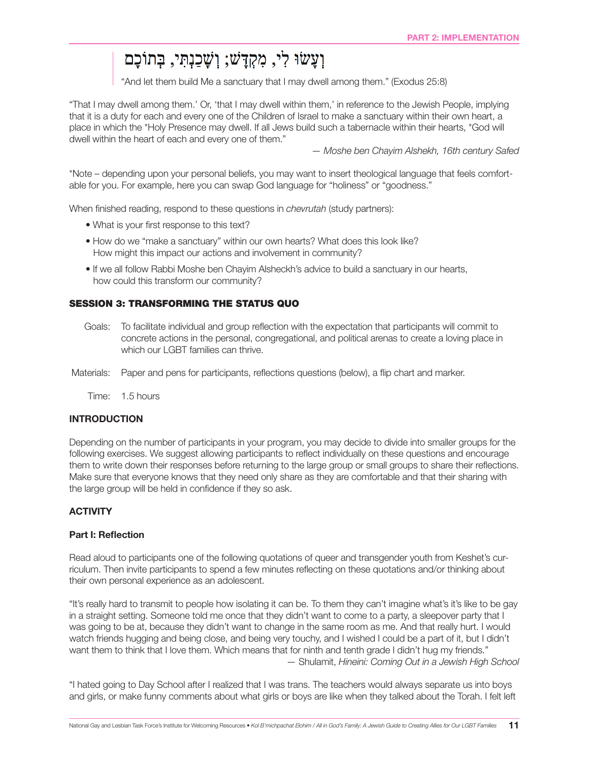וְעָשׂוּ לִי, מִקְדָּשׁ; וְשָׁכַנְתִּי, בְּתוֹכָם

"And let them build Me a sanctuary that I may dwell among them." (Exodus 25:8)

"That I may dwell among them.' Or, 'that I may dwell within them,' in reference to the Jewish People, implying that it is a duty for each and every one of the Children of Israel to make a sanctuary within their own heart, a place in which the *Holy Presence may dwell. If all Jews build such a tabernacle within their hearts, *God will dwell within the heart of each and every one of them."

— *Moshe ben Chayim Alshekh, 16th century Safed*

*Note – depending upon your personal beliefs, you may want to insert theological language that feels comfortable for you. For example, here you can swap God language for "holiness" or "goodness."

When finished reading, respond to these questions in *chevrutah* (study partners):

- What is your first response to this text?
- How do we "make a sanctuary" within our own hearts? What does this look like? How might this impact our actions and involvement in community?
- If we all follow Rabbi Moshe ben Chayim Alsheckh's advice to build a sanctuary in our hearts, how could this transform our community?

## SESSION 3: TRANSFORMING THE STATUS QUO

Goals: To facilitate individual and group reflection with the expectation that participants will commit to concrete actions in the personal, congregational, and political arenas to create a loving place in which our LGBT families can thrive.

Materials: Paper and pens for participants, reflections questions (below), a flip chart and marker.

Time: 1.5 hours

### INTRODUCTION

Depending on the number of participants in your program, you may decide to divide into smaller groups for the following exercises. We suggest allowing participants to reflect individually on these questions and encourage them to write down their responses before returning to the large group or small groups to share their reflections. Make sure that everyone knows that they need only share as they are comfortable and that their sharing with the large group will be held in confidence if they so ask.

### ACTIVITY

#### Part I: Reflection

Read aloud to participants one of the following quotations of queer and transgender youth from Keshet's curriculum. Then invite participants to spend a few minutes reflecting on these quotations and/or thinking about their own personal experience as an adolescent.

"It's really hard to transmit to people how isolating it can be. To them they can't imagine what's it's like to be gay in a straight setting. Someone told me once that they didn't want to come to a party, a sleepover party that I was going to be at, because they didn't want to change in the same room as me. And that really hurt. I would watch friends hugging and being close, and being very touchy, and I wished I could be a part of it, but I didn't want them to think that I love them. Which means that for ninth and tenth grade I didn't hug my friends."

— Shulamit, *Hineini: Coming Out in a Jewish High School*

"I hated going to Day School after I realized that I was trans. The teachers would always separate us into boys and girls, or make funny comments about what girls or boys are like when they talked about the Torah. I felt left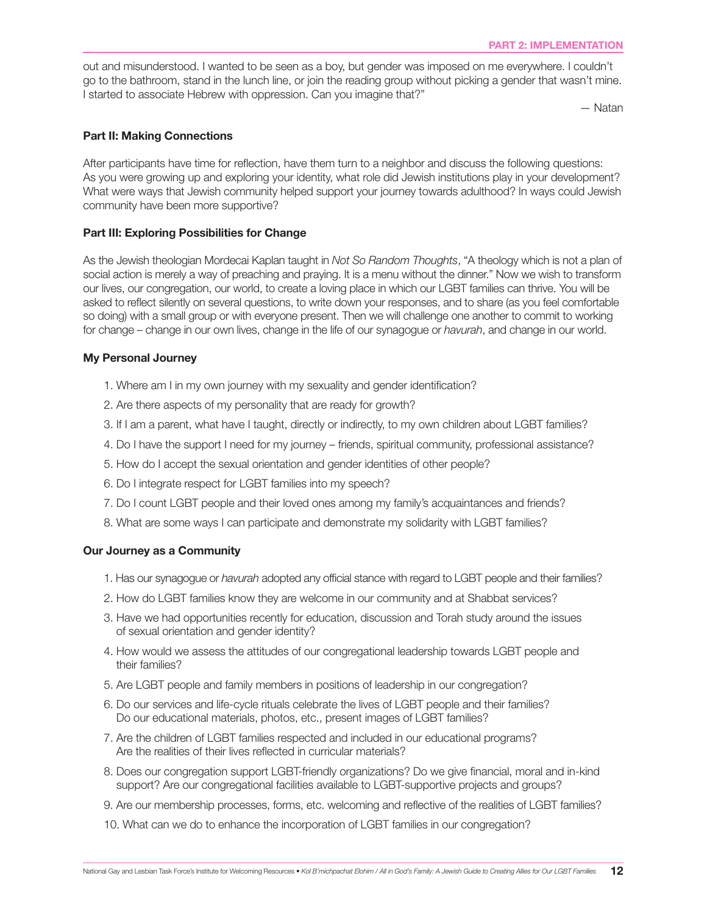out and misunderstood. I wanted to be seen as a boy, but gender was imposed on me everywhere. I couldn't go to the bathroom, stand in the lunch line, or join the reading group without picking a gender that wasn't mine. I started to associate Hebrew with oppression. Can you imagine that?"

— Natan

**Part II: Making Connections**

After participants have time for reflection, have them turn to a neighbor and discuss the following questions: As you were growing up and exploring your identity, what role did Jewish institutions play in your development? What were ways that Jewish community helped support your journey towards adulthood? In ways could Jewish community have been more supportive?

**Part III: Exploring Possibilities for Change**

As the Jewish theologian Mordecai Kaplan taught in *Not So Random Thoughts*, "A theology which is not a plan of social action is merely a way of preaching and praying. It is a menu without the dinner." Now we wish to transform our lives, our congregation, our world, to create a loving place in which our LGBT families can thrive. You will be asked to reflect silently on several questions, to write down your responses, and to share (as you feel comfortable so doing) with a small group or with everyone present. Then we will challenge one another to commit to working for change – change in our own lives, change in the life of our synagogue or *havurah*, and change in our world.

**My Personal Journey**

1. Where am I in my own journey with my sexuality and gender identification?
2. Are there aspects of my personality that are ready for growth?
3. If I am a parent, what have I taught, directly or indirectly, to my own children about LGBT families?
4. Do I have the support I need for my journey – friends, spiritual community, professional assistance?
5. How do I accept the sexual orientation and gender identities of other people?
6. Do I integrate respect for LGBT families into my speech?
7. Do I count LGBT people and their loved ones among my family's acquaintances and friends?
8. What are some ways I can participate and demonstrate my solidarity with LGBT families?

**Our Journey as a Community**

1. Has our synagogue or *havurah* adopted any official stance with regard to LGBT people and their families?
2. How do LGBT families know they are welcome in our community and at Shabbat services?
3. Have we had opportunities recently for education, discussion and Torah study around the issues of sexual orientation and gender identity?
4. How would we assess the attitudes of our congregational leadership towards LGBT people and their families?
5. Are LGBT people and family members in positions of leadership in our congregation?
6. Do our services and life-cycle rituals celebrate the lives of LGBT people and their families? Do our educational materials, photos, etc., present images of LGBT families?
7. Are the children of LGBT families respected and included in our educational programs? Are the realities of their lives reflected in curricular materials?
8. Does our congregation support LGBT-friendly organizations? Do we give financial, moral and in-kind support? Are our congregational facilities available to LGBT-supportive projects and groups?
9. Are our membership processes, forms, etc. welcoming and reflective of the realities of LGBT families?
10. What can we do to enhance the incorporation of LGBT families in our congregation?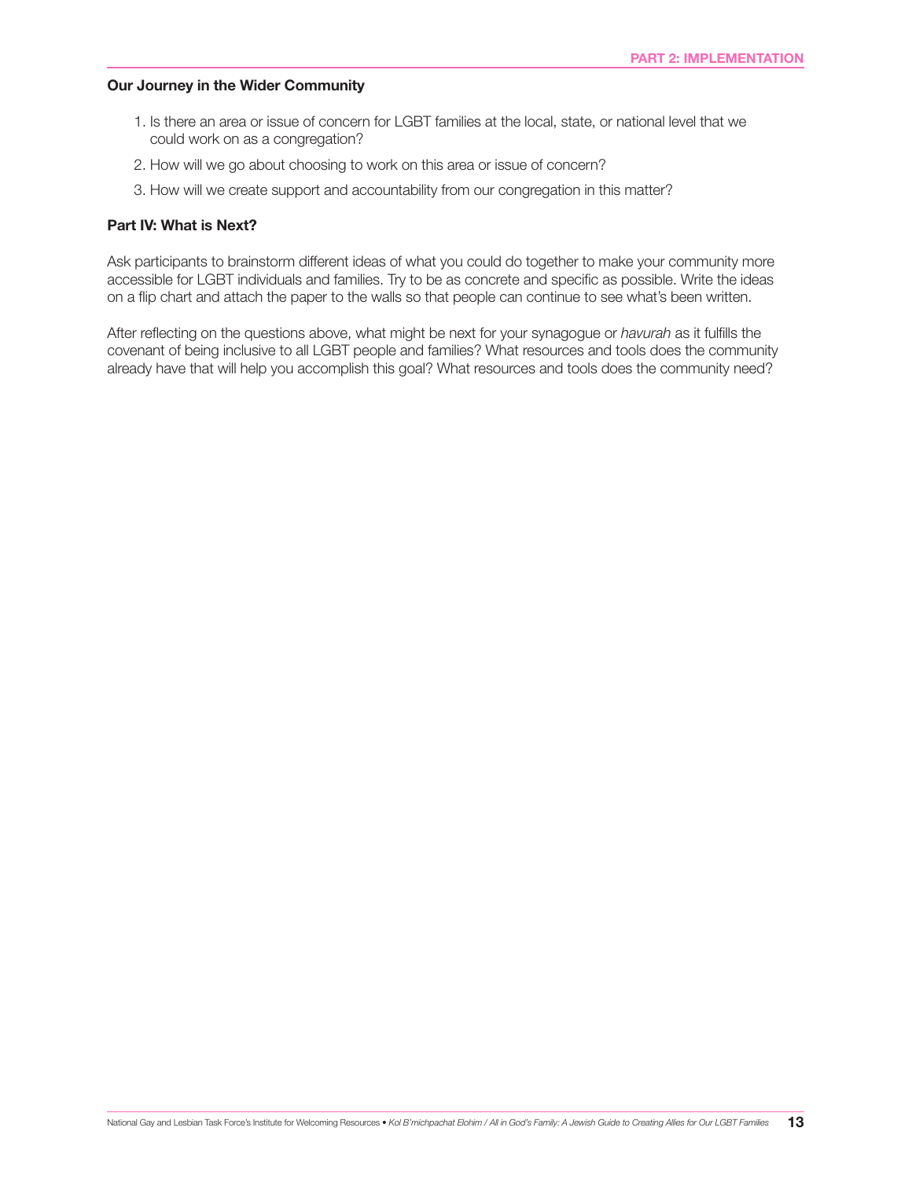**Our Journey in the Wider Community**

1. Is there an area or issue of concern for LGBT families at the local, state, or national level that we could work on as a congregation?
2. How will we go about choosing to work on this area or issue of concern?
3. How will we create support and accountability from our congregation in this matter?

**Part IV: What is Next?**

Ask participants to brainstorm different ideas of what you could do together to make your community more accessible for LGBT individuals and families. Try to be as concrete and specific as possible. Write the ideas on a flip chart and attach the paper to the walls so that people can continue to see what's been written.

After reflecting on the questions above, what might be next for your synagogue or *havurah* as it fulfills the covenant of being inclusive to all LGBT people and families? What resources and tools does the community already have that will help you accomplish this goal? What resources and tools does the community need?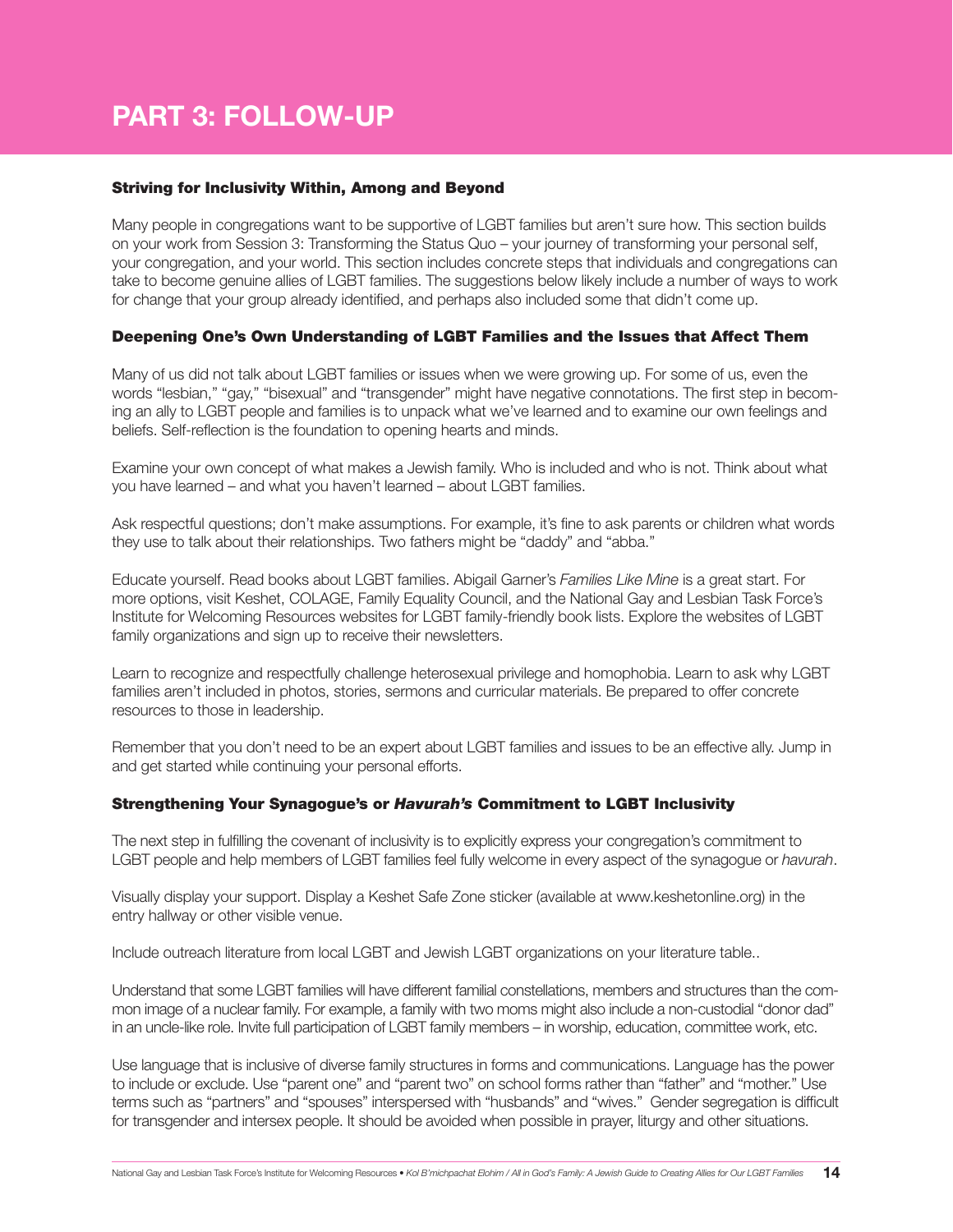# PART 3: FOLLOW-UP

### Striving for Inclusivity Within, Among and Beyond

Many people in congregations want to be supportive of LGBT families but aren't sure how. This section builds on your work from Session 3: Transforming the Status Quo – your journey of transforming your personal self, your congregation, and your world. This section includes concrete steps that individuals and congregations can take to become genuine allies of LGBT families. The suggestions below likely include a number of ways to work for change that your group already identified, and perhaps also included some that didn't come up.

### Deepening One's Own Understanding of LGBT Families and the Issues that Affect Them

Many of us did not talk about LGBT families or issues when we were growing up. For some of us, even the words "lesbian," "gay," "bisexual" and "transgender" might have negative connotations. The first step in becoming an ally to LGBT people and families is to unpack what we've learned and to examine our own feelings and beliefs. Self-reflection is the foundation to opening hearts and minds.

Examine your own concept of what makes a Jewish family. Who is included and who is not. Think about what you have learned – and what you haven't learned – about LGBT families.

Ask respectful questions; don't make assumptions. For example, it's fine to ask parents or children what words they use to talk about their relationships. Two fathers might be "daddy" and "abba."

Educate yourself. Read books about LGBT families. Abigail Garner's *Families Like Mine* is a great start. For more options, visit Keshet, COLAGE, Family Equality Council, and the National Gay and Lesbian Task Force's Institute for Welcoming Resources websites for LGBT family-friendly book lists. Explore the websites of LGBT family organizations and sign up to receive their newsletters.

Learn to recognize and respectfully challenge heterosexual privilege and homophobia. Learn to ask why LGBT families aren't included in photos, stories, sermons and curricular materials. Be prepared to offer concrete resources to those in leadership.

Remember that you don't need to be an expert about LGBT families and issues to be an effective ally. Jump in and get started while continuing your personal efforts.

### Strengthening Your Synagogue's or *Havurah's* Commitment to LGBT Inclusivity

The next step in fulfilling the covenant of inclusivity is to explicitly express your congregation's commitment to LGBT people and help members of LGBT families feel fully welcome in every aspect of the synagogue or *havurah*.

Visually display your support. Display a Keshet Safe Zone sticker (available at www.keshetonline.org) in the entry hallway or other visible venue.

Include outreach literature from local LGBT and Jewish LGBT organizations on your literature table..

Understand that some LGBT families will have different familial constellations, members and structures than the common image of a nuclear family. For example, a family with two moms might also include a non-custodial "donor dad" in an uncle-like role. Invite full participation of LGBT family members – in worship, education, committee work, etc.

Use language that is inclusive of diverse family structures in forms and communications. Language has the power to include or exclude. Use "parent one" and "parent two" on school forms rather than "father" and "mother." Use terms such as "partners" and "spouses" interspersed with "husbands" and "wives." Gender segregation is difficult for transgender and intersex people. It should be avoided when possible in prayer, liturgy and other situations.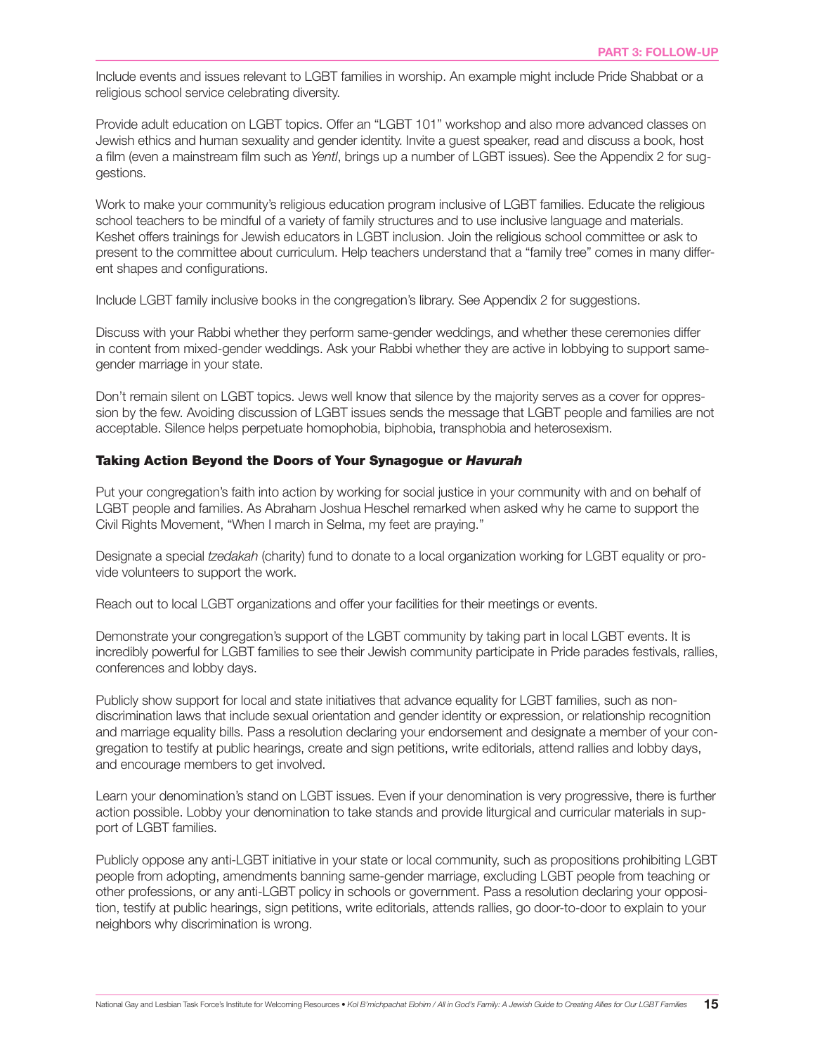Include events and issues relevant to LGBT families in worship. An example might include Pride Shabbat or a religious school service celebrating diversity.

Provide adult education on LGBT topics. Offer an "LGBT 101" workshop and also more advanced classes on Jewish ethics and human sexuality and gender identity. Invite a guest speaker, read and discuss a book, host a film (even a mainstream film such as *Yentl*, brings up a number of LGBT issues). See the Appendix 2 for suggestions.

Work to make your community's religious education program inclusive of LGBT families. Educate the religious school teachers to be mindful of a variety of family structures and to use inclusive language and materials. Keshet offers trainings for Jewish educators in LGBT inclusion. Join the religious school committee or ask to present to the committee about curriculum. Help teachers understand that a "family tree" comes in many different shapes and configurations.

Include LGBT family inclusive books in the congregation's library. See Appendix 2 for suggestions.

Discuss with your Rabbi whether they perform same-gender weddings, and whether these ceremonies differ in content from mixed-gender weddings. Ask your Rabbi whether they are active in lobbying to support same-gender marriage in your state.

Don't remain silent on LGBT topics. Jews well know that silence by the majority serves as a cover for oppression by the few. Avoiding discussion of LGBT issues sends the message that LGBT people and families are not acceptable. Silence helps perpetuate homophobia, biphobia, transphobia and heterosexism.

### Taking Action Beyond the Doors of Your Synagogue or *Havurah*

Put your congregation's faith into action by working for social justice in your community with and on behalf of LGBT people and families. As Abraham Joshua Heschel remarked when asked why he came to support the Civil Rights Movement, "When I march in Selma, my feet are praying."

Designate a special *tzedakah* (charity) fund to donate to a local organization working for LGBT equality or provide volunteers to support the work.

Reach out to local LGBT organizations and offer your facilities for their meetings or events.

Demonstrate your congregation's support of the LGBT community by taking part in local LGBT events. It is incredibly powerful for LGBT families to see their Jewish community participate in Pride parades festivals, rallies, conferences and lobby days.

Publicly show support for local and state initiatives that advance equality for LGBT families, such as non-discrimination laws that include sexual orientation and gender identity or expression, or relationship recognition and marriage equality bills. Pass a resolution declaring your endorsement and designate a member of your congregation to testify at public hearings, create and sign petitions, write editorials, attend rallies and lobby days, and encourage members to get involved.

Learn your denomination's stand on LGBT issues. Even if your denomination is very progressive, there is further action possible. Lobby your denomination to take stands and provide liturgical and curricular materials in support of LGBT families.

Publicly oppose any anti-LGBT initiative in your state or local community, such as propositions prohibiting LGBT people from adopting, amendments banning same-gender marriage, excluding LGBT people from teaching or other professions, or any anti-LGBT policy in schools or government. Pass a resolution declaring your opposition, testify at public hearings, sign petitions, write editorials, attends rallies, go door-to-door to explain to your neighbors why discrimination is wrong.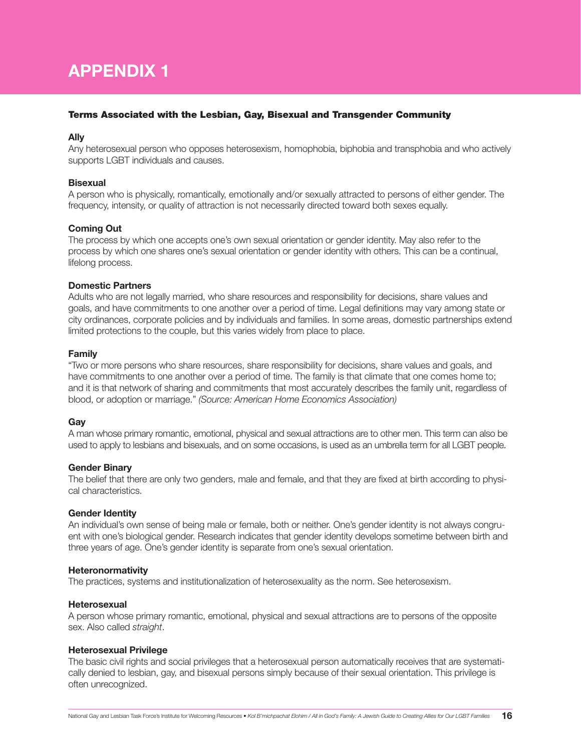# APPENDIX 1

**Terms Associated with the Lesbian, Gay, Bisexual and Transgender Community**

**Ally**
Any heterosexual person who opposes heterosexism, homophobia, biphobia and transphobia and who actively supports LGBT individuals and causes.

**Bisexual**
A person who is physically, romantically, emotionally and/or sexually attracted to persons of either gender. The frequency, intensity, or quality of attraction is not necessarily directed toward both sexes equally.

**Coming Out**
The process by which one accepts one's own sexual orientation or gender identity. May also refer to the process by which one shares one's sexual orientation or gender identity with others. This can be a continual, lifelong process.

**Domestic Partners**
Adults who are not legally married, who share resources and responsibility for decisions, share values and goals, and have commitments to one another over a period of time. Legal definitions may vary among state or city ordinances, corporate policies and by individuals and families. In some areas, domestic partnerships extend limited protections to the couple, but this varies widely from place to place.

**Family**
"Two or more persons who share resources, share responsibility for decisions, share values and goals, and have commitments to one another over a period of time. The family is that climate that one comes home to; and it is that network of sharing and commitments that most accurately describes the family unit, regardless of blood, or adoption or marriage." *(Source: American Home Economics Association)*

**Gay**
A man whose primary romantic, emotional, physical and sexual attractions are to other men. This term can also be used to apply to lesbians and bisexuals, and on some occasions, is used as an umbrella term for all LGBT people.

**Gender Binary**
The belief that there are only two genders, male and female, and that they are fixed at birth according to physical characteristics.

**Gender Identity**
An individual's own sense of being male or female, both or neither. One's gender identity is not always congruent with one's biological gender. Research indicates that gender identity develops sometime between birth and three years of age. One's gender identity is separate from one's sexual orientation.

**Heteronormativity**
The practices, systems and institutionalization of heterosexuality as the norm. See heterosexism.

**Heterosexual**
A person whose primary romantic, emotional, physical and sexual attractions are to persons of the opposite sex. Also called *straight*.

**Heterosexual Privilege**
The basic civil rights and social privileges that a heterosexual person automatically receives that are systematically denied to lesbian, gay, and bisexual persons simply because of their sexual orientation. This privilege is often unrecognized.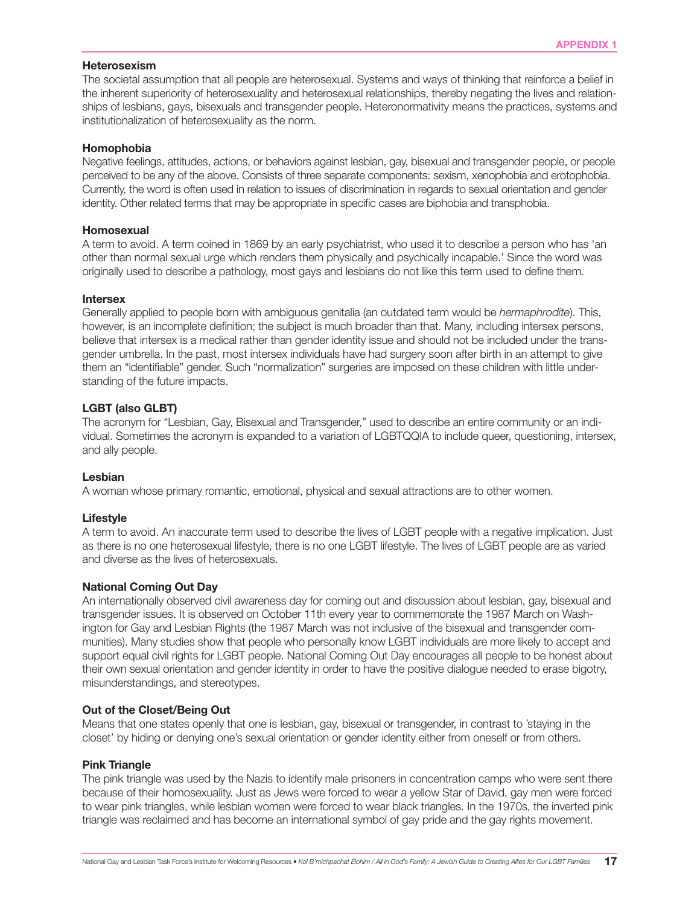**Heterosexism**
The societal assumption that all people are heterosexual. Systems and ways of thinking that reinforce a belief in the inherent superiority of heterosexuality and heterosexual relationships, thereby negating the lives and relationships of lesbians, gays, bisexuals and transgender people. Heteronormativity means the practices, systems and institutionalization of heterosexuality as the norm.

**Homophobia**
Negative feelings, attitudes, actions, or behaviors against lesbian, gay, bisexual and transgender people, or people perceived to be any of the above. Consists of three separate components: sexism, xenophobia and erotophobia. Currently, the word is often used in relation to issues of discrimination in regards to sexual orientation and gender identity. Other related terms that may be appropriate in specific cases are biphobia and transphobia.

**Homosexual**
A term to avoid. A term coined in 1869 by an early psychiatrist, who used it to describe a person who has 'an other than normal sexual urge which renders them physically and psychically incapable.' Since the word was originally used to describe a pathology, most gays and lesbians do not like this term used to define them.

**Intersex**
Generally applied to people born with ambiguous genitalia (an outdated term would be *hermaphrodite*). This, however, is an incomplete definition; the subject is much broader than that. Many, including intersex persons, believe that intersex is a medical rather than gender identity issue and should not be included under the transgender umbrella. In the past, most intersex individuals have had surgery soon after birth in an attempt to give them an "identifiable" gender. Such "normalization" surgeries are imposed on these children with little understanding of the future impacts.

**LGBT (also GLBT)**
The acronym for "Lesbian, Gay, Bisexual and Transgender," used to describe an entire community or an individual. Sometimes the acronym is expanded to a variation of LGBTQQIA to include queer, questioning, intersex, and ally people.

**Lesbian**
A woman whose primary romantic, emotional, physical and sexual attractions are to other women.

**Lifestyle**
A term to avoid. An inaccurate term used to describe the lives of LGBT people with a negative implication. Just as there is no one heterosexual lifestyle, there is no one LGBT lifestyle. The lives of LGBT people are as varied and diverse as the lives of heterosexuals.

**National Coming Out Day**
An internationally observed civil awareness day for coming out and discussion about lesbian, gay, bisexual and transgender issues. It is observed on October 11th every year to commemorate the 1987 March on Washington for Gay and Lesbian Rights (the 1987 March was not inclusive of the bisexual and transgender communities). Many studies show that people who personally know LGBT individuals are more likely to accept and support equal civil rights for LGBT people. National Coming Out Day encourages all people to be honest about their own sexual orientation and gender identity in order to have the positive dialogue needed to erase bigotry, misunderstandings, and stereotypes.

**Out of the Closet/Being Out**
Means that one states openly that one is lesbian, gay, bisexual or transgender, in contrast to 'staying in the closet' by hiding or denying one's sexual orientation or gender identity either from oneself or from others.

**Pink Triangle**
The pink triangle was used by the Nazis to identify male prisoners in concentration camps who were sent there because of their homosexuality. Just as Jews were forced to wear a yellow Star of David, gay men were forced to wear pink triangles, while lesbian women were forced to wear black triangles. In the 1970s, the inverted pink triangle was reclaimed and has become an international symbol of gay pride and the gay rights movement.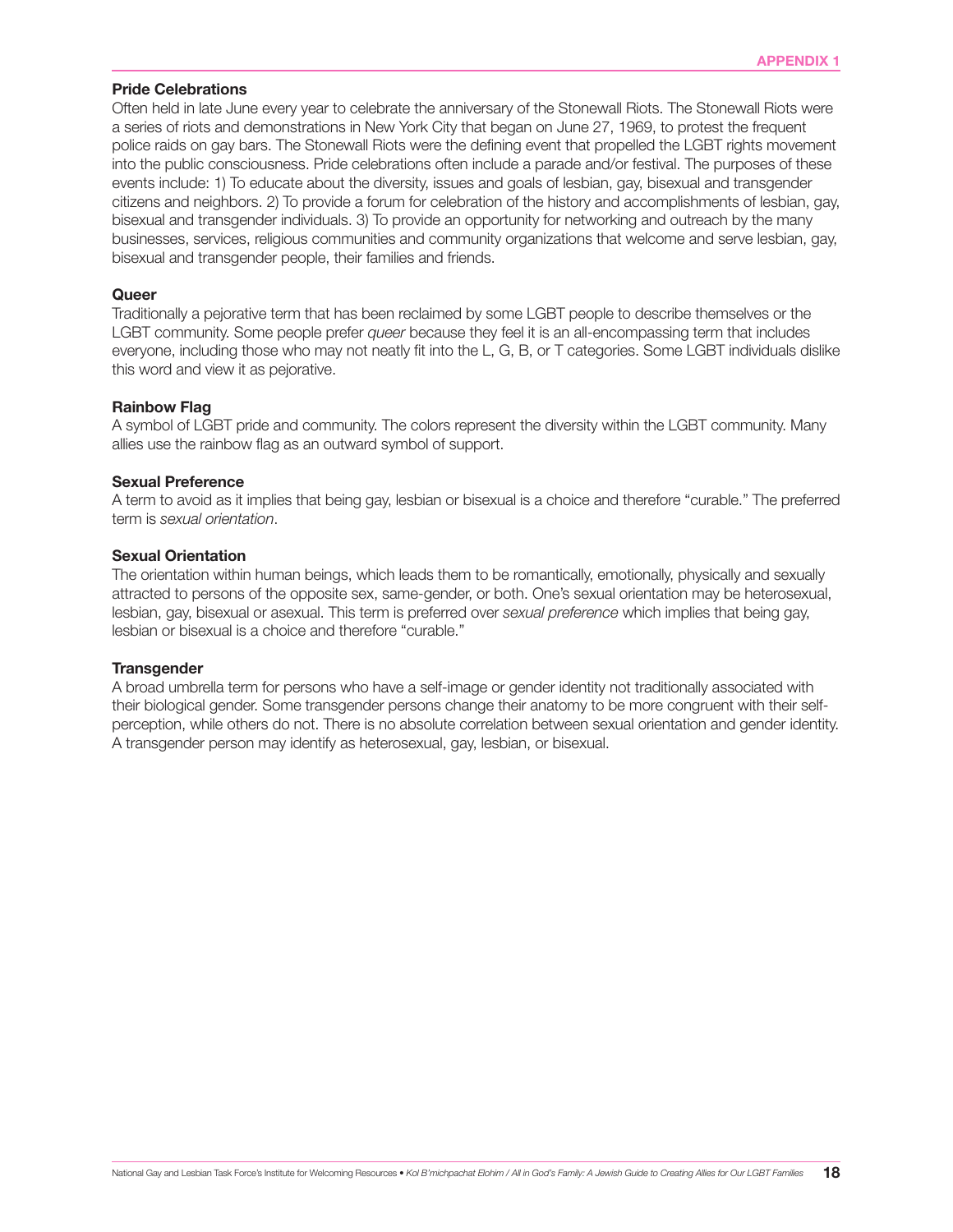**Pride Celebrations**

Often held in late June every year to celebrate the anniversary of the Stonewall Riots. The Stonewall Riots were a series of riots and demonstrations in New York City that began on June 27, 1969, to protest the frequent police raids on gay bars. The Stonewall Riots were the defining event that propelled the LGBT rights movement into the public consciousness. Pride celebrations often include a parade and/or festival. The purposes of these events include: 1) To educate about the diversity, issues and goals of lesbian, gay, bisexual and transgender citizens and neighbors. 2) To provide a forum for celebration of the history and accomplishments of lesbian, gay, bisexual and transgender individuals. 3) To provide an opportunity for networking and outreach by the many businesses, services, religious communities and community organizations that welcome and serve lesbian, gay, bisexual and transgender people, their families and friends.

**Queer**

Traditionally a pejorative term that has been reclaimed by some LGBT people to describe themselves or the LGBT community. Some people prefer *queer* because they feel it is an all-encompassing term that includes everyone, including those who may not neatly fit into the L, G, B, or T categories. Some LGBT individuals dislike this word and view it as pejorative.

**Rainbow Flag**

A symbol of LGBT pride and community. The colors represent the diversity within the LGBT community. Many allies use the rainbow flag as an outward symbol of support.

**Sexual Preference**

A term to avoid as it implies that being gay, lesbian or bisexual is a choice and therefore "curable." The preferred term is *sexual orientation*.

**Sexual Orientation**

The orientation within human beings, which leads them to be romantically, emotionally, physically and sexually attracted to persons of the opposite sex, same-gender, or both. One's sexual orientation may be heterosexual, lesbian, gay, bisexual or asexual. This term is preferred over *sexual preference* which implies that being gay, lesbian or bisexual is a choice and therefore "curable."

**Transgender**

A broad umbrella term for persons who have a self-image or gender identity not traditionally associated with their biological gender. Some transgender persons change their anatomy to be more congruent with their self-perception, while others do not. There is no absolute correlation between sexual orientation and gender identity. A transgender person may identify as heterosexual, gay, lesbian, or bisexual.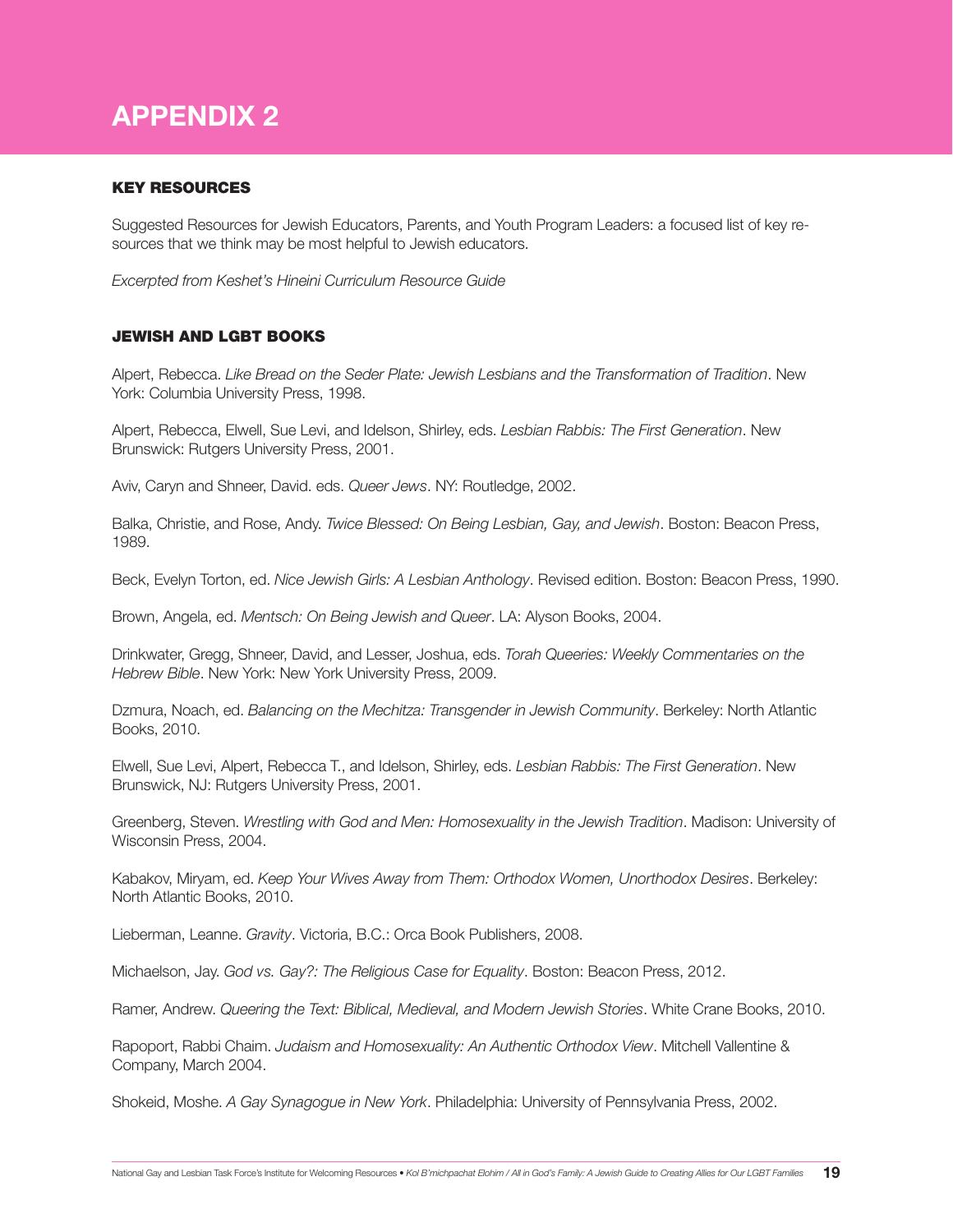# APPENDIX 2

### KEY RESOURCES

Suggested Resources for Jewish Educators, Parents, and Youth Program Leaders: a focused list of key resources that we think may be most helpful to Jewish educators.

*Excerpted from Keshet's Hineini Curriculum Resource Guide*

### JEWISH AND LGBT BOOKS

Alpert, Rebecca. *Like Bread on the Seder Plate: Jewish Lesbians and the Transformation of Tradition*. New York: Columbia University Press, 1998.

Alpert, Rebecca, Elwell, Sue Levi, and Idelson, Shirley, eds. *Lesbian Rabbis: The First Generation*. New Brunswick: Rutgers University Press, 2001.

Aviv, Caryn and Shneer, David. eds. *Queer Jews*. NY: Routledge, 2002.

Balka, Christie, and Rose, Andy. *Twice Blessed: On Being Lesbian, Gay, and Jewish*. Boston: Beacon Press, 1989.

Beck, Evelyn Torton, ed. *Nice Jewish Girls: A Lesbian Anthology*. Revised edition. Boston: Beacon Press, 1990.

Brown, Angela, ed. *Mentsch: On Being Jewish and Queer*. LA: Alyson Books, 2004.

Drinkwater, Gregg, Shneer, David, and Lesser, Joshua, eds. *Torah Queeries: Weekly Commentaries on the Hebrew Bible*. New York: New York University Press, 2009.

Dzmura, Noach, ed. *Balancing on the Mechitza: Transgender in Jewish Community*. Berkeley: North Atlantic Books, 2010.

Elwell, Sue Levi, Alpert, Rebecca T., and Idelson, Shirley, eds. *Lesbian Rabbis: The First Generation*. New Brunswick, NJ: Rutgers University Press, 2001.

Greenberg, Steven. *Wrestling with God and Men: Homosexuality in the Jewish Tradition*. Madison: University of Wisconsin Press, 2004.

Kabakov, Miryam, ed. *Keep Your Wives Away from Them: Orthodox Women, Unorthodox Desires*. Berkeley: North Atlantic Books, 2010.

Lieberman, Leanne. *Gravity*. Victoria, B.C.: Orca Book Publishers, 2008.

Michaelson, Jay. *God vs. Gay?: The Religious Case for Equality*. Boston: Beacon Press, 2012.

Ramer, Andrew. *Queering the Text: Biblical, Medieval, and Modern Jewish Stories*. White Crane Books, 2010.

Rapoport, Rabbi Chaim. *Judaism and Homosexuality: An Authentic Orthodox View*. Mitchell Vallentine & Company, March 2004.

Shokeid, Moshe. *A Gay Synagogue in New York*. Philadelphia: University of Pennsylvania Press, 2002.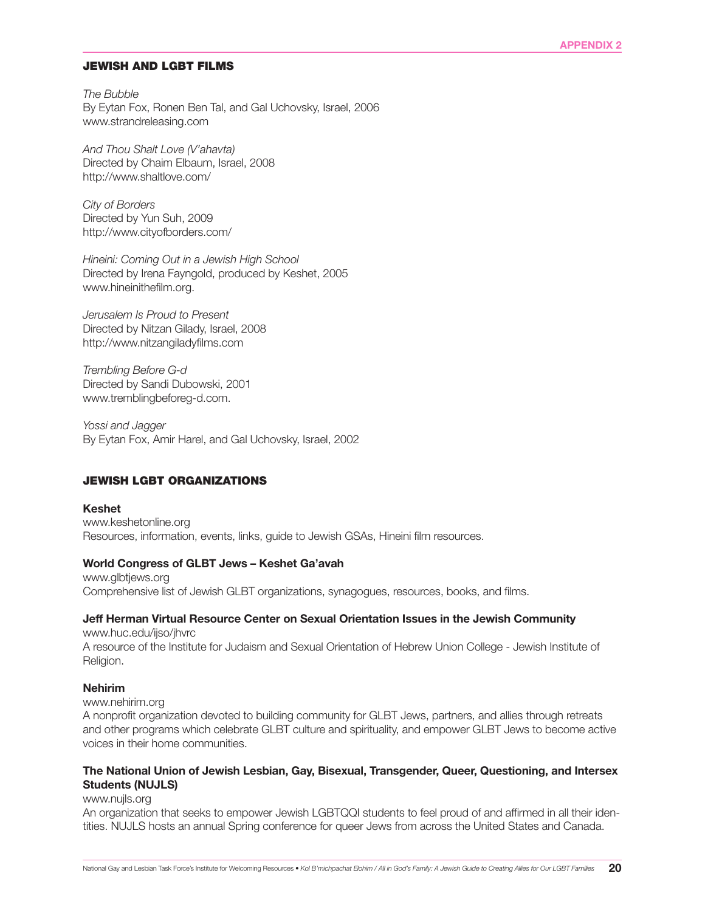## JEWISH AND LGBT FILMS

*The Bubble*
By Eytan Fox, Ronen Ben Tal, and Gal Uchovsky, Israel, 2006
www.strandreleasing.com

*And Thou Shalt Love (V'ahavta)*
Directed by Chaim Elbaum, Israel, 2008
http://www.shaltlove.com/

*City of Borders*
Directed by Yun Suh, 2009
http://www.cityofborders.com/

*Hineini: Coming Out in a Jewish High School*
Directed by Irena Fayngold, produced by Keshet, 2005
www.hineinithefilm.org.

*Jerusalem Is Proud to Present*
Directed by Nitzan Gilady, Israel, 2008
http://www.nitzangiladyfilms.com

*Trembling Before G-d*
Directed by Sandi Dubowski, 2001
www.tremblingbeforeg-d.com.

*Yossi and Jagger*
By Eytan Fox, Amir Harel, and Gal Uchovsky, Israel, 2002

## JEWISH LGBT ORGANIZATIONS

**Keshet**
www.keshetonline.org
Resources, information, events, links, guide to Jewish GSAs, Hineini film resources.

**World Congress of GLBT Jews – Keshet Ga'avah**
www.glbtjews.org
Comprehensive list of Jewish GLBT organizations, synagogues, resources, books, and films.

**Jeff Herman Virtual Resource Center on Sexual Orientation Issues in the Jewish Community**
www.huc.edu/ijso/jhvrc
A resource of the Institute for Judaism and Sexual Orientation of Hebrew Union College - Jewish Institute of Religion.

**Nehirim**
www.nehirim.org
A nonprofit organization devoted to building community for GLBT Jews, partners, and allies through retreats and other programs which celebrate GLBT culture and spirituality, and empower GLBT Jews to become active voices in their home communities.

**The National Union of Jewish Lesbian, Gay, Bisexual, Transgender, Queer, Questioning, and Intersex Students (NUJLS)**
www.nujls.org
An organization that seeks to empower Jewish LGBTQQI students to feel proud of and affirmed in all their identities. NUJLS hosts an annual Spring conference for queer Jews from across the United States and Canada.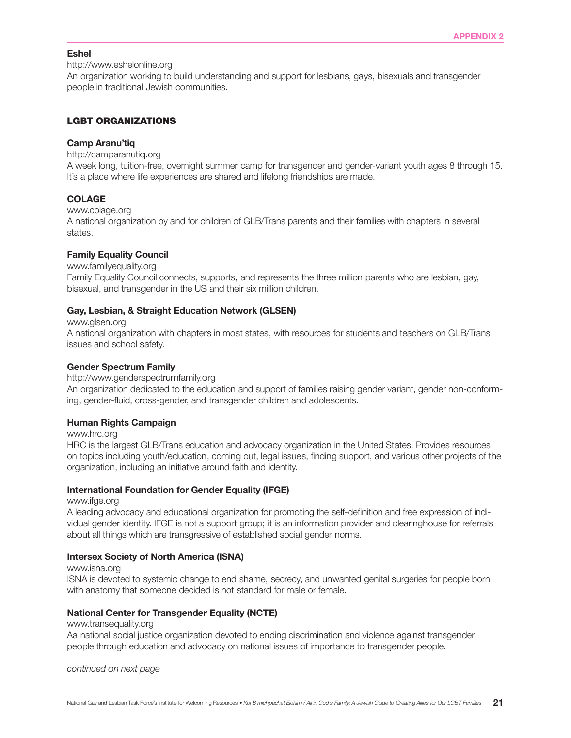**Eshel**

http://www.eshelonline.org

An organization working to build understanding and support for lesbians, gays, bisexuals and transgender people in traditional Jewish communities.

## LGBT ORGANIZATIONS

**Camp Aranu'tiq**

http://camparanutiq.org

A week long, tuition-free, overnight summer camp for transgender and gender-variant youth ages 8 through 15. It's a place where life experiences are shared and lifelong friendships are made.

**COLAGE**

www.colage.org

A national organization by and for children of GLB/Trans parents and their families with chapters in several states.

**Family Equality Council**

www.familyequality.org

Family Equality Council connects, supports, and represents the three million parents who are lesbian, gay, bisexual, and transgender in the US and their six million children.

**Gay, Lesbian, & Straight Education Network (GLSEN)**

www.glsen.org

A national organization with chapters in most states, with resources for students and teachers on GLB/Trans issues and school safety.

**Gender Spectrum Family**

http://www.genderspectrumfamily.org

An organization dedicated to the education and support of families raising gender variant, gender non-conforming, gender-fluid, cross-gender, and transgender children and adolescents.

**Human Rights Campaign**

www.hrc.org

HRC is the largest GLB/Trans education and advocacy organization in the United States. Provides resources on topics including youth/education, coming out, legal issues, finding support, and various other projects of the organization, including an initiative around faith and identity.

**International Foundation for Gender Equality (IFGE)**

www.ifge.org

A leading advocacy and educational organization for promoting the self-definition and free expression of individual gender identity. IFGE is not a support group; it is an information provider and clearinghouse for referrals about all things which are transgressive of established social gender norms.

**Intersex Society of North America (ISNA)**

www.isna.org

ISNA is devoted to systemic change to end shame, secrecy, and unwanted genital surgeries for people born with anatomy that someone decided is not standard for male or female.

**National Center for Transgender Equality (NCTE)**

www.transequality.org

Aa national social justice organization devoted to ending discrimination and violence against transgender people through education and advocacy on national issues of importance to transgender people.

*continued on next page*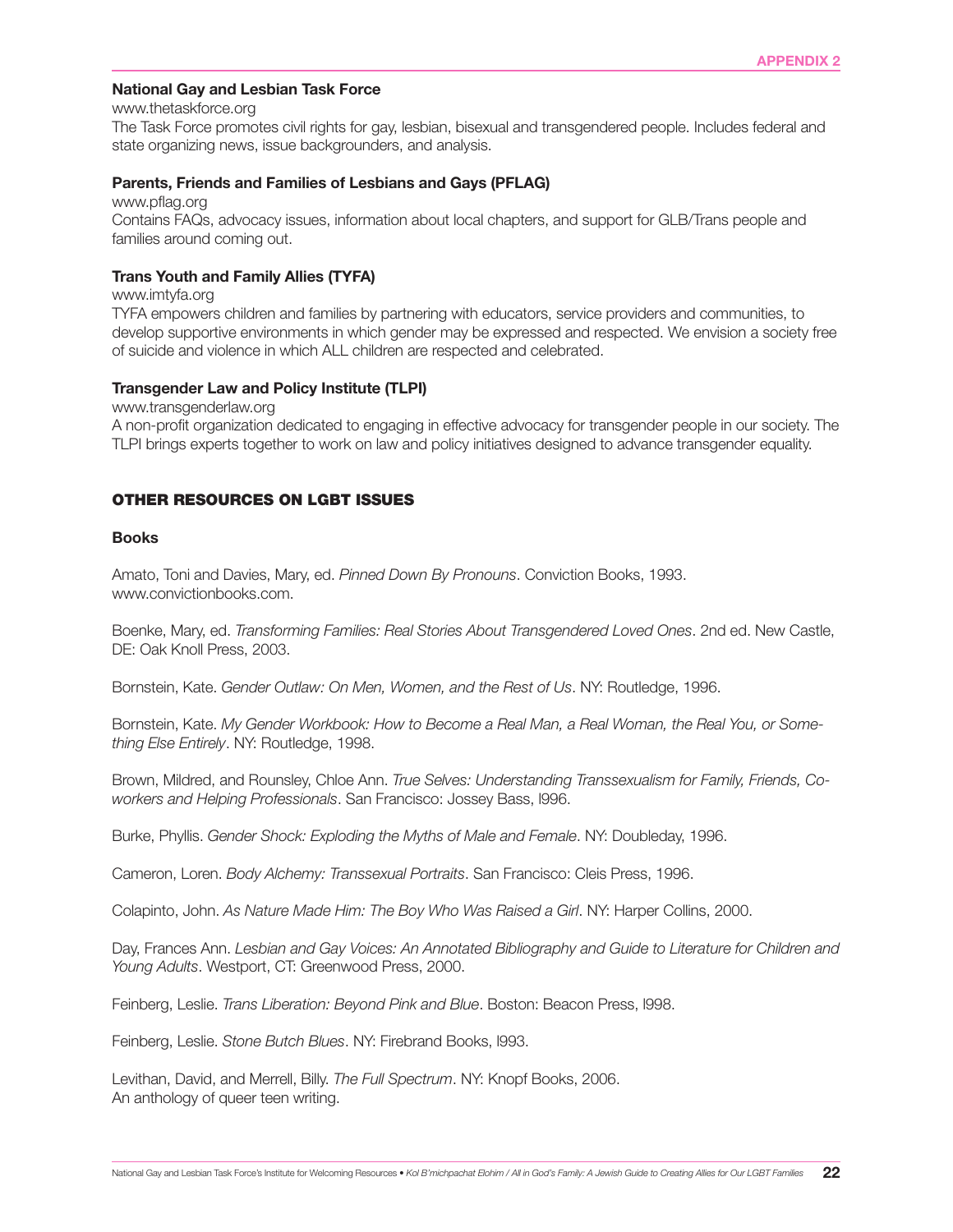**National Gay and Lesbian Task Force**

www.thetaskforce.org

The Task Force promotes civil rights for gay, lesbian, bisexual and transgendered people. Includes federal and state organizing news, issue backgrounders, and analysis.

**Parents, Friends and Families of Lesbians and Gays (PFLAG)**

www.pflag.org

Contains FAQs, advocacy issues, information about local chapters, and support for GLB/Trans people and families around coming out.

**Trans Youth and Family Allies (TYFA)**

www.imtyfa.org

TYFA empowers children and families by partnering with educators, service providers and communities, to develop supportive environments in which gender may be expressed and respected. We envision a society free of suicide and violence in which ALL children are respected and celebrated.

**Transgender Law and Policy Institute (TLPI)**

www.transgenderlaw.org

A non-profit organization dedicated to engaging in effective advocacy for transgender people in our society. The TLPI brings experts together to work on law and policy initiatives designed to advance transgender equality.

## OTHER RESOURCES ON LGBT ISSUES

### Books

Amato, Toni and Davies, Mary, ed. *Pinned Down By Pronouns*. Conviction Books, 1993. www.convictionbooks.com.

Boenke, Mary, ed. *Transforming Families: Real Stories About Transgendered Loved Ones*. 2nd ed. New Castle, DE: Oak Knoll Press, 2003.

Bornstein, Kate. *Gender Outlaw: On Men, Women, and the Rest of Us*. NY: Routledge, 1996.

Bornstein, Kate. *My Gender Workbook: How to Become a Real Man, a Real Woman, the Real You, or Something Else Entirely*. NY: Routledge, 1998.

Brown, Mildred, and Rounsley, Chloe Ann. *True Selves: Understanding Transsexualism for Family, Friends, Coworkers and Helping Professionals*. San Francisco: Jossey Bass, l996.

Burke, Phyllis. *Gender Shock: Exploding the Myths of Male and Female*. NY: Doubleday, 1996.

Cameron, Loren. *Body Alchemy: Transsexual Portraits*. San Francisco: Cleis Press, 1996.

Colapinto, John. *As Nature Made Him: The Boy Who Was Raised a Girl*. NY: Harper Collins, 2000.

Day, Frances Ann. *Lesbian and Gay Voices: An Annotated Bibliography and Guide to Literature for Children and Young Adults*. Westport, CT: Greenwood Press, 2000.

Feinberg, Leslie. *Trans Liberation: Beyond Pink and Blue*. Boston: Beacon Press, l998.

Feinberg, Leslie. *Stone Butch Blues*. NY: Firebrand Books, l993.

Levithan, David, and Merrell, Billy. *The Full Spectrum*. NY: Knopf Books, 2006.
An anthology of queer teen writing.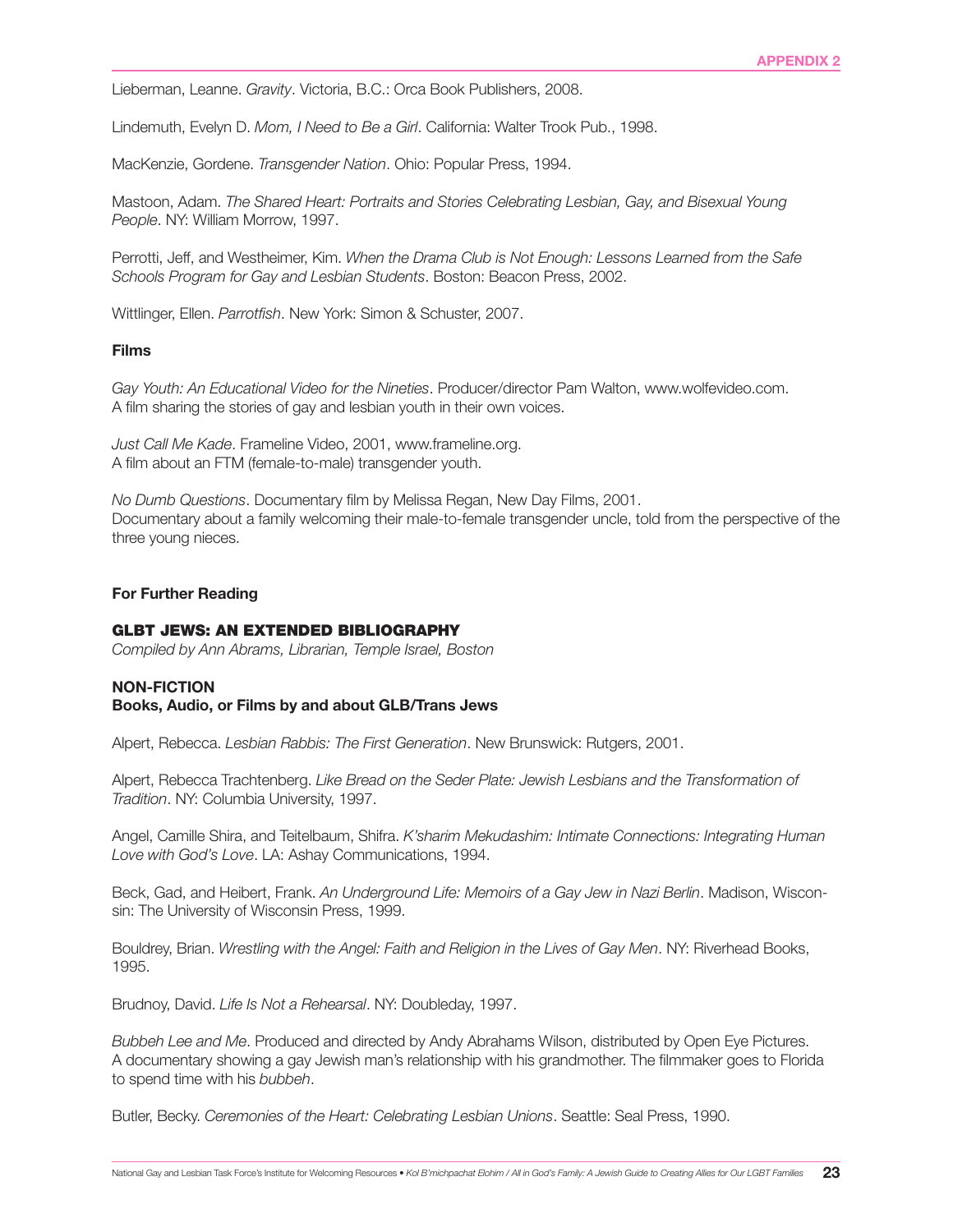Lieberman, Leanne. *Gravity*. Victoria, B.C.: Orca Book Publishers, 2008.

Lindemuth, Evelyn D. *Mom, I Need to Be a Girl*. California: Walter Trook Pub., 1998.

MacKenzie, Gordene. *Transgender Nation*. Ohio: Popular Press, 1994.

Mastoon, Adam. *The Shared Heart: Portraits and Stories Celebrating Lesbian, Gay, and Bisexual Young People*. NY: William Morrow, 1997.

Perrotti, Jeff, and Westheimer, Kim. *When the Drama Club is Not Enough: Lessons Learned from the Safe Schools Program for Gay and Lesbian Students*. Boston: Beacon Press, 2002.

Wittlinger, Ellen. *Parrotfish*. New York: Simon & Schuster, 2007.

**Films**

*Gay Youth: An Educational Video for the Nineties*. Producer/director Pam Walton, www.wolfevideo.com.
A film sharing the stories of gay and lesbian youth in their own voices.

*Just Call Me Kade*. Frameline Video, 2001, www.frameline.org.
A film about an FTM (female-to-male) transgender youth.

*No Dumb Questions*. Documentary film by Melissa Regan, New Day Films, 2001.
Documentary about a family welcoming their male-to-female transgender uncle, told from the perspective of the three young nieces.

**For Further Reading**

## GLBT JEWS: AN EXTENDED BIBLIOGRAPHY

*Compiled by Ann Abrams, Librarian, Temple Israel, Boston*

**NON-FICTION**
**Books, Audio, or Films by and about GLB/Trans Jews**

Alpert, Rebecca. *Lesbian Rabbis: The First Generation*. New Brunswick: Rutgers, 2001.

Alpert, Rebecca Trachtenberg. *Like Bread on the Seder Plate: Jewish Lesbians and the Transformation of Tradition*. NY: Columbia University, 1997.

Angel, Camille Shira, and Teitelbaum, Shifra. *K'sharim Mekudashim: Intimate Connections: Integrating Human Love with God's Love*. LA: Ashay Communications, 1994.

Beck, Gad, and Heibert, Frank. *An Underground Life: Memoirs of a Gay Jew in Nazi Berlin*. Madison, Wisconsin: The University of Wisconsin Press, 1999.

Bouldrey, Brian. *Wrestling with the Angel: Faith and Religion in the Lives of Gay Men*. NY: Riverhead Books, 1995.

Brudnoy, David. *Life Is Not a Rehearsal*. NY: Doubleday, 1997.

*Bubbeh Lee and Me*. Produced and directed by Andy Abrahams Wilson, distributed by Open Eye Pictures.
A documentary showing a gay Jewish man's relationship with his grandmother. The filmmaker goes to Florida to spend time with his *bubbeh*.

Butler, Becky. *Ceremonies of the Heart: Celebrating Lesbian Unions*. Seattle: Seal Press, 1990.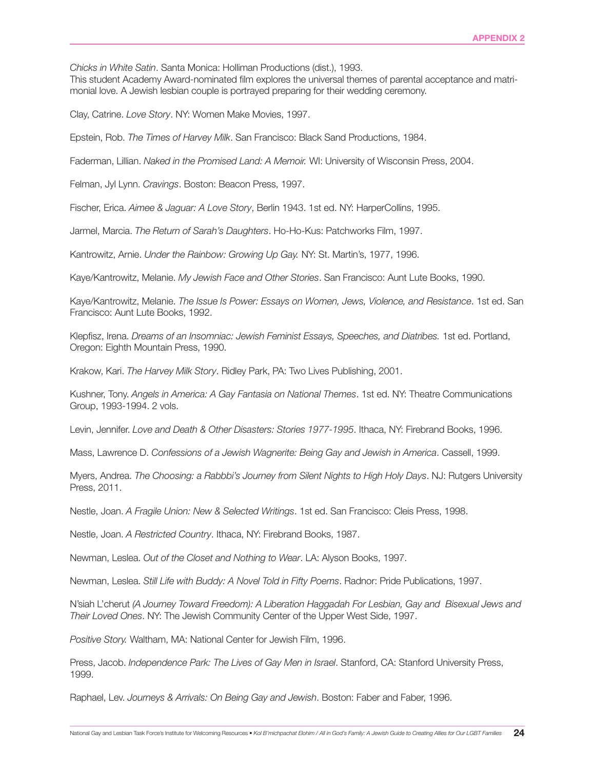*Chicks in White Satin*. Santa Monica: Holliman Productions (dist.), 1993.
This student Academy Award-nominated film explores the universal themes of parental acceptance and matrimonial love. A Jewish lesbian couple is portrayed preparing for their wedding ceremony.

Clay, Catrine. *Love Story*. NY: Women Make Movies, 1997.

Epstein, Rob. *The Times of Harvey Milk*. San Francisco: Black Sand Productions, 1984.

Faderman, Lillian. *Naked in the Promised Land: A Memoir.* WI: University of Wisconsin Press, 2004.

Felman, Jyl Lynn. *Cravings*. Boston: Beacon Press, 1997.

Fischer, Erica. *Aimee & Jaguar: A Love Story*, Berlin 1943. 1st ed. NY: HarperCollins, 1995.

Jarmel, Marcia. *The Return of Sarah's Daughters*. Ho-Ho-Kus: Patchworks Film, 1997.

Kantrowitz, Arnie. *Under the Rainbow: Growing Up Gay.* NY: St. Martin's, 1977, 1996.

Kaye/Kantrowitz, Melanie. *My Jewish Face and Other Stories*. San Francisco: Aunt Lute Books, 1990.

Kaye/Kantrowitz, Melanie. *The Issue Is Power: Essays on Women, Jews, Violence, and Resistance*. 1st ed. San Francisco: Aunt Lute Books, 1992.

Klepfisz, Irena. *Dreams of an Insomniac: Jewish Feminist Essays, Speeches, and Diatribes.* 1st ed. Portland, Oregon: Eighth Mountain Press, 1990.

Krakow, Kari. *The Harvey Milk Story*. Ridley Park, PA: Two Lives Publishing, 2001.

Kushner, Tony. *Angels in America: A Gay Fantasia on National Themes*. 1st ed. NY: Theatre Communications Group, 1993-1994. 2 vols.

Levin, Jennifer. *Love and Death & Other Disasters: Stories 1977-1995*. Ithaca, NY: Firebrand Books, 1996.

Mass, Lawrence D. *Confessions of a Jewish Wagnerite: Being Gay and Jewish in America*. Cassell, 1999.

Myers, Andrea. *The Choosing: a Rabbbi's Journey from Silent Nights to High Holy Days*. NJ: Rutgers University Press, 2011.

Nestle, Joan. *A Fragile Union: New & Selected Writings*. 1st ed. San Francisco: Cleis Press, 1998.

Nestle, Joan. *A Restricted Country*. Ithaca, NY: Firebrand Books, 1987.

Newman, Leslea. *Out of the Closet and Nothing to Wear*. LA: Alyson Books, 1997.

Newman, Leslea. *Still Life with Buddy: A Novel Told in Fifty Poems*. Radnor: Pride Publications, 1997.

N'siah L'cherut *(A Journey Toward Freedom): A Liberation Haggadah For Lesbian, Gay and Bisexual Jews and Their Loved Ones*. NY: The Jewish Community Center of the Upper West Side, 1997.

*Positive Story.* Waltham, MA: National Center for Jewish Film, 1996.

Press, Jacob. *Independence Park: The Lives of Gay Men in Israel*. Stanford, CA: Stanford University Press, 1999.

Raphael, Lev. *Journeys & Arrivals: On Being Gay and Jewish*. Boston: Faber and Faber, 1996.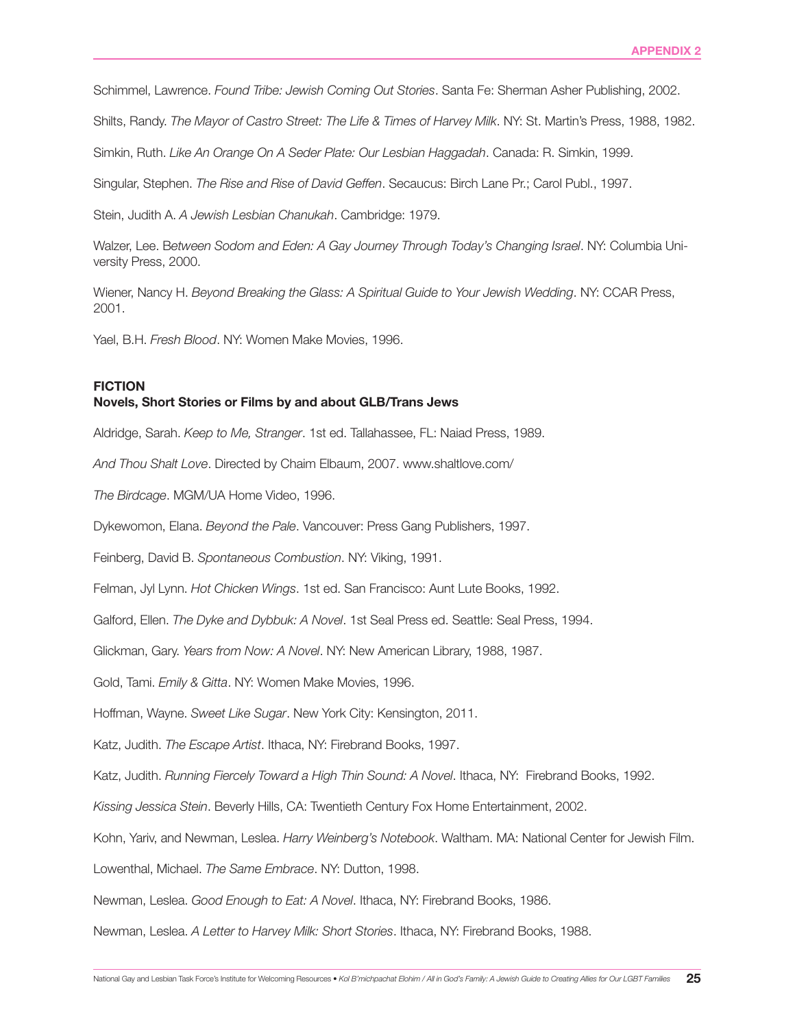Schimmel, Lawrence. *Found Tribe: Jewish Coming Out Stories*. Santa Fe: Sherman Asher Publishing, 2002.

Shilts, Randy. *The Mayor of Castro Street: The Life & Times of Harvey Milk*. NY: St. Martin's Press, 1988, 1982.

Simkin, Ruth. *Like An Orange On A Seder Plate: Our Lesbian Haggadah*. Canada: R. Simkin, 1999.

Singular, Stephen. *The Rise and Rise of David Geffen*. Secaucus: Birch Lane Pr.; Carol Publ., 1997.

Stein, Judith A. *A Jewish Lesbian Chanukah*. Cambridge: 1979.

Walzer, Lee. B*etween Sodom and Eden: A Gay Journey Through Today's Changing Israel*. NY: Columbia University Press, 2000.

Wiener, Nancy H. *Beyond Breaking the Glass: A Spiritual Guide to Your Jewish Wedding*. NY: CCAR Press, 2001.

Yael, B.H. *Fresh Blood*. NY: Women Make Movies, 1996.

**FICTION**
**Novels, Short Stories or Films by and about GLB/Trans Jews**

Aldridge, Sarah. *Keep to Me, Stranger*. 1st ed. Tallahassee, FL: Naiad Press, 1989.

*And Thou Shalt Love*. Directed by Chaim Elbaum, 2007. www.shaltlove.com/

*The Birdcage*. MGM/UA Home Video, 1996.

Dykewomon, Elana. *Beyond the Pale*. Vancouver: Press Gang Publishers, 1997.

Feinberg, David B. *Spontaneous Combustion*. NY: Viking, 1991.

Felman, Jyl Lynn. *Hot Chicken Wings*. 1st ed. San Francisco: Aunt Lute Books, 1992.

Galford, Ellen. *The Dyke and Dybbuk: A Novel*. 1st Seal Press ed. Seattle: Seal Press, 1994.

Glickman, Gary. *Years from Now: A Novel*. NY: New American Library, 1988, 1987.

Gold, Tami. *Emily & Gitta*. NY: Women Make Movies, 1996.

Hoffman, Wayne. *Sweet Like Sugar*. New York City: Kensington, 2011.

Katz, Judith. *The Escape Artist*. Ithaca, NY: Firebrand Books, 1997.

Katz, Judith. *Running Fiercely Toward a High Thin Sound: A Novel*. Ithaca, NY: Firebrand Books, 1992.

*Kissing Jessica Stein*. Beverly Hills, CA: Twentieth Century Fox Home Entertainment, 2002.

Kohn, Yariv, and Newman, Leslea. *Harry Weinberg's Notebook*. Waltham. MA: National Center for Jewish Film.

Lowenthal, Michael. *The Same Embrace*. NY: Dutton, 1998.

Newman, Leslea. *Good Enough to Eat: A Novel*. Ithaca, NY: Firebrand Books, 1986.

Newman, Leslea. *A Letter to Harvey Milk: Short Stories*. Ithaca, NY: Firebrand Books, 1988.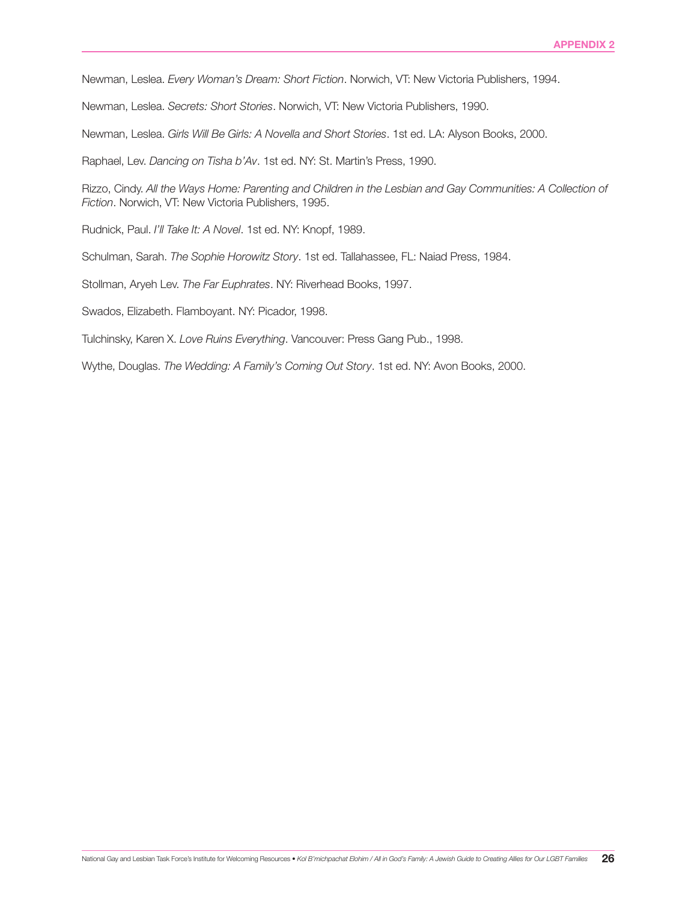Newman, Leslea. *Every Woman's Dream: Short Fiction*. Norwich, VT: New Victoria Publishers, 1994.

Newman, Leslea. *Secrets: Short Stories*. Norwich, VT: New Victoria Publishers, 1990.

Newman, Leslea. *Girls Will Be Girls: A Novella and Short Stories*. 1st ed. LA: Alyson Books, 2000.

Raphael, Lev. *Dancing on Tisha b'Av*. 1st ed. NY: St. Martin's Press, 1990.

Rizzo, Cindy. *All the Ways Home: Parenting and Children in the Lesbian and Gay Communities: A Collection of Fiction*. Norwich, VT: New Victoria Publishers, 1995.

Rudnick, Paul. *I'll Take It: A Novel*. 1st ed. NY: Knopf, 1989.

Schulman, Sarah. *The Sophie Horowitz Story*. 1st ed. Tallahassee, FL: Naiad Press, 1984.

Stollman, Aryeh Lev. *The Far Euphrates*. NY: Riverhead Books, 1997.

Swados, Elizabeth. Flamboyant. NY: Picador, 1998.

Tulchinsky, Karen X. *Love Ruins Everything*. Vancouver: Press Gang Pub., 1998.

Wythe, Douglas. *The Wedding: A Family's Coming Out Story*. 1st ed. NY: Avon Books, 2000.